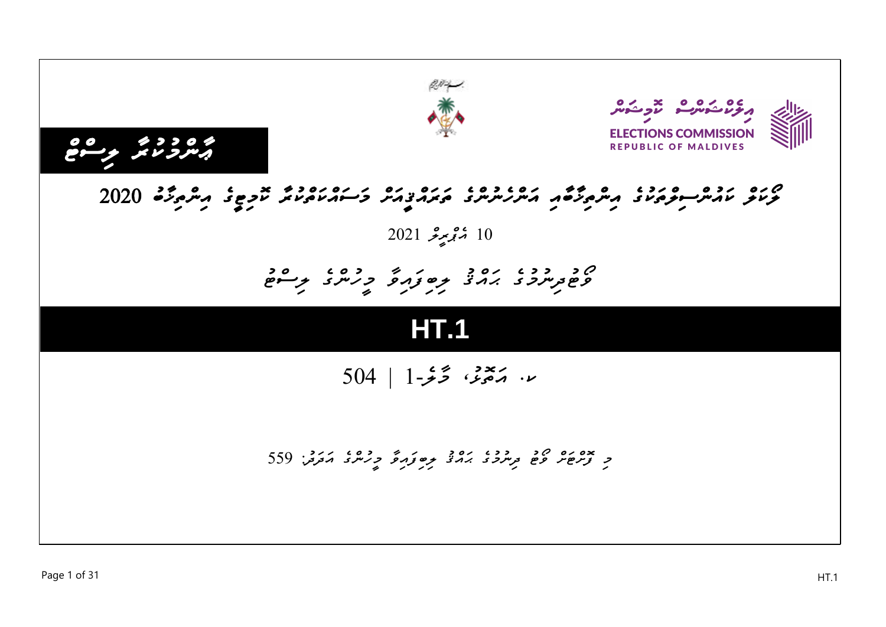ބިސްމިއްލާހިއްރަޙްމާނިއްރަޙީމް

އިލެކްޝަންސް ކޮމިޝަން

ELECTIONS COMMISSION
REPUBLIC OF MALDIVES

# އަންދާޒާ ލިސްޓު

# ލޯކަލް ކައުންސިލްތަކުގެ އިންތިޚާބާއި އަންހެނުންގެ ތަރައްޤީއަށް މަސައްކަތްކުރާ ކޮމިޓީގެ އިންތިޚާބު 2020

10 އެޕްރިލް 2021

## ވޯޓުދިނުމުގެ ހައްޤު ލިބިފައިވާ މީހުންގެ ލިސްޓު

# HT.1

## ހ. އަތޮޅު، މާލެ-1 | 504

މި ފޮތުގައި ވޯޓު ދިނުމުގެ ހައްޤު ލިބިފައިވާ މީހުންގެ އަދަދު: 559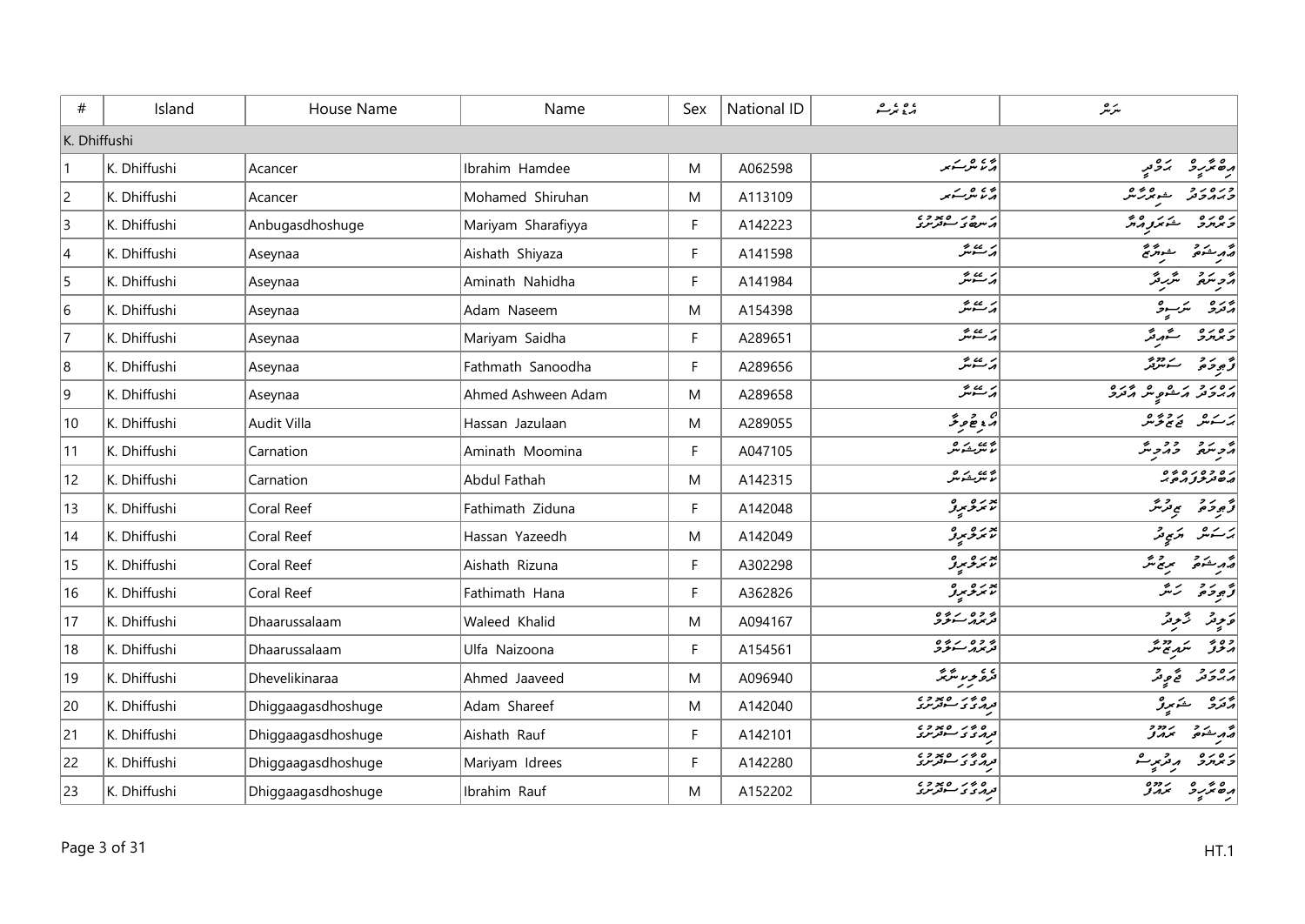| # | Island | House Name | Name | Sex | National ID | ގެއްގެ ނަން | ނަން |
|---|---|---|---|---|---|---|---|
| K. Dhiffushi | | | | | | | |
| 1 | K. Dhiffushi | Acancer | Ibrahim Hamdee | M | A062598 | އޭކެންސަރ | އިބްރާހީމް ހަމްދީ |
| 2 | K. Dhiffushi | Acancer | Mohamed Shiruhan | M | A113109 | އޭކެންސަރ | މުޙައްމަދު ޝިރުހާން |
| 3 | K. Dhiffushi | Anbugasdhoshuge | Mariyam Sharafiyya | F | A142223 | އަނބުގަސްދޮށުގެ | މަރިޔަމް ޝަރަފިއްޔާ |
| 4 | K. Dhiffushi | Aseynaa | Aishath Shiyaza | F | A141598 | އަސޭނާ | އާއިޝަތު ޝިޔާޒާ |
| 5 | K. Dhiffushi | Aseynaa | Aminath Nahidha | F | A141984 | އަސޭނާ | އާމިނަތު ނާހިދާ |
| 6 | K. Dhiffushi | Aseynaa | Adam Naseem | M | A154398 | އަސޭނާ | އާދަމް ނަސީމް |
| 7 | K. Dhiffushi | Aseynaa | Mariyam Saidha | F | A289651 | އަސޭނާ | މަރިޔަމް ސާއިދާ |
| 8 | K. Dhiffushi | Aseynaa | Fathmath Sanoodha | F | A289656 | އަސޭނާ | ފާތިމަތު ސަނޫދާ |
| 9 | K. Dhiffushi | Aseynaa | Ahmed Ashween Adam | M | A289658 | އަސޭނާ | އަޙްމަދު އަޝްވީން އާދަމް |
| 10 | K. Dhiffushi | Audit Villa | Hassan Jazulaan | M | A289055 | އޮޑިޓްވިލާ | ހަސަން ޖަޒުލާން |
| 11 | K. Dhiffushi | Carnation | Aminath Moomina | F | A047105 | ކާނޭޝަން | އާމިނަތު މޫމިނާ |
| 12 | K. Dhiffushi | Carnation | Abdul Fathah | M | A142315 | ކާނޭޝަން | އަބްދުލްފައްތާޙް |
| 13 | K. Dhiffushi | Coral Reef | Fathimath Ziduna | F | A142048 | ކޯރަލްރީފް | ފާތިމަތު ޒިދުނާ |
| 14 | K. Dhiffushi | Coral Reef | Hassan Yazeedh | M | A142049 | ކޯރަލްރީފް | ހަސަން ޔަޒީދު |
| 15 | K. Dhiffushi | Coral Reef | Aishath Rizuna | F | A302298 | ކޯރަލްރީފް | އާއިޝަތު ރިޒުނާ |
| 16 | K. Dhiffushi | Coral Reef | Fathimath Hana | F | A362826 | ކޯރަލްރީފް | ފާތިމަތު ހަނާ |
| 17 | K. Dhiffushi | Dhaarussalaam | Waleed Khalid | M | A094167 | ދާރުއްސަލާމް | ވަލީދު ހާލިދު |
| 18 | K. Dhiffushi | Dhaarussalaam | Ulfa Naizoona | F | A154561 | ދާރުއްސަލާމް | އުލްފާ ނައިޒޫނާ |
| 19 | K. Dhiffushi | Dhevelikinaraa | Ahmed Jaaveed | M | A096940 | ދެވެލިކިނަރާ | އަޙްމަދު ޖާވީދު |
| 20 | K. Dhiffushi | Dhiggaagasdhoshuge | Adam Shareef | M | A142040 | ދިއްގާގަސްދޮށުގެ | އާދަމް ޝަރީފް |
| 21 | K. Dhiffushi | Dhiggaagasdhoshuge | Aishath Rauf | F | A142101 | ދިއްގާގަސްދޮށުގެ | އާއިޝަތު ރައުފް |
| 22 | K. Dhiffushi | Dhiggaagasdhoshuge | Mariyam Idrees | F | A142280 | ދިއްގާގަސްދޮށުގެ | މަރިޔަމް އިދްރީސް |
| 23 | K. Dhiffushi | Dhiggaagasdhoshuge | Ibrahim Rauf | M | A152202 | ދިއްގާގަސްދޮށުގެ | އިބްރާހީމް ރައުފް |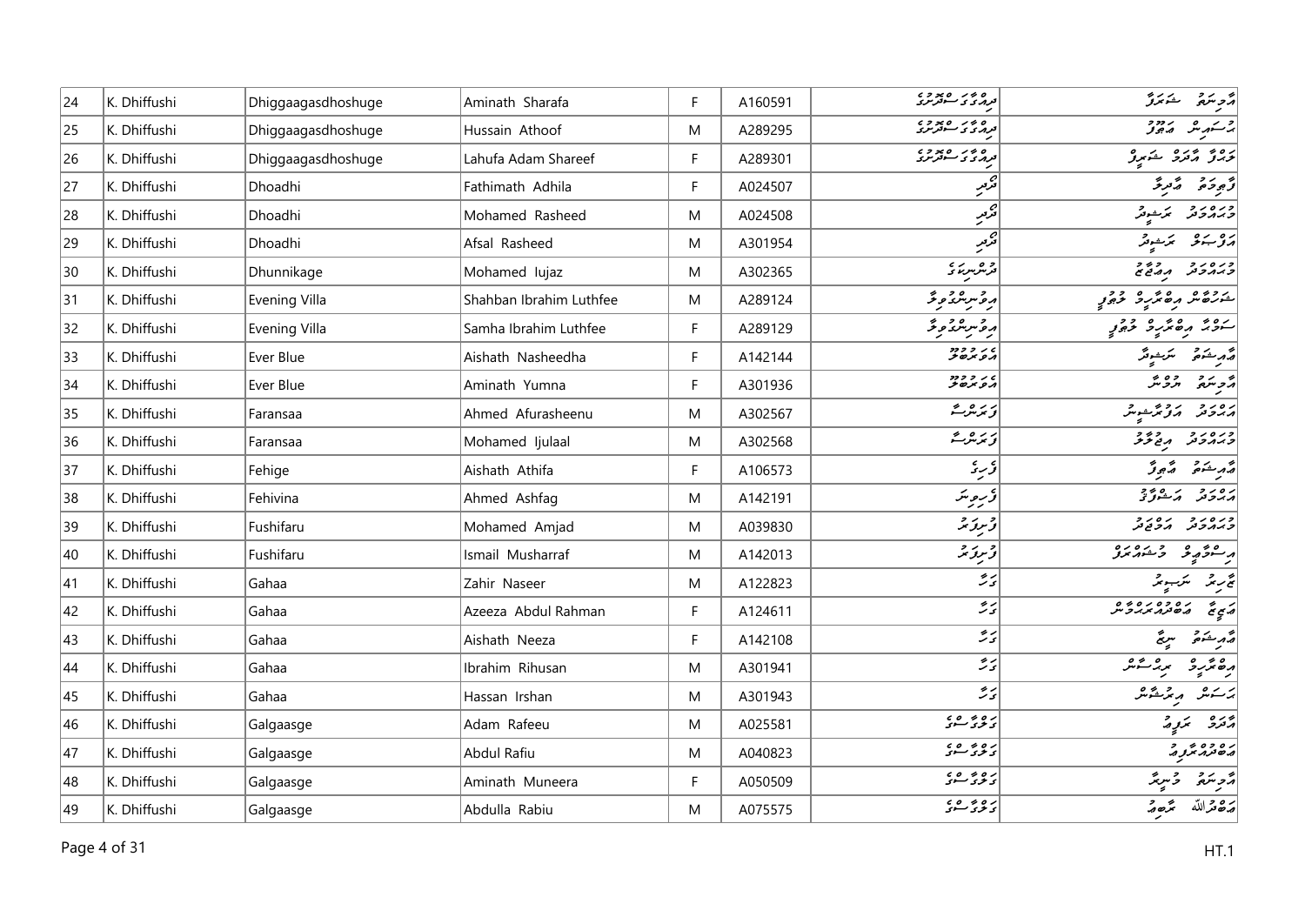| 24 | K. Dhiffushi | Dhiggaagasdhoshuge | Aminath Sharafa | F | A160591 | ދިއްގާގަސްދޮށުގެ | އާމިނަތު ޝަރަފާ |
|---|---|---|---|---|---|---|---|
| 25 | K. Dhiffushi | Dhiggaagasdhoshuge | Hussain Athoof | M | A289295 | ދިއްގާގަސްދޮށުގެ | ޙުސައިން އަތޫފް |
| 26 | K. Dhiffushi | Dhiggaagasdhoshuge | Lahufa Adam Shareef | F | A289301 | ދިއްގާގަސްދޮށުގެ | ލަހުފާ އާދަމް ޝަރީފް |
| 27 | K. Dhiffushi | Dhoadhi | Fathimath Adhila | F | A024507 | ދޯދި | ފާތިމަތު އާދިލާ |
| 28 | K. Dhiffushi | Dhoadhi | Mohamed Rasheed | M | A024508 | ދޯދި | މުޙައްމަދު ރަޝީދު |
| 29 | K. Dhiffushi | Dhoadhi | Afsal Rasheed | M | A301954 | ދޯދި | އަފްސަލް ރަޝީދު |
| 30 | K. Dhiffushi | Dhunnikage | Mohamed Iujaz | M | A302365 | ދުންނިކަގެ | މުޙައްމަދު އިއުޖާޒު |
| 31 | K. Dhiffushi | Evening Villa | Shahban Ibrahim Luthfee | M | A289124 | އިވްނިންގްވިލާ | ޝަޙްބާން އިބްރާހީމް ލުތުފީ |
| 32 | K. Dhiffushi | Evening Villa | Samha Ibrahim Luthfee | F | A289129 | އިވްނިންގްވިލާ | ސަމްހާ އިބްރާހީމް ލުތުފީ |
| 33 | K. Dhiffushi | Ever Blue | Aishath Nasheedha | F | A142144 | އެވަރބްލޫ | އާއިޝަތު ނަޝީދާ |
| 34 | K. Dhiffushi | Ever Blue | Aminath Yumna | F | A301936 | އެވަރބްލޫ | އާމިނަތު ޔުމްނާ |
| 35 | K. Dhiffushi | Faransaa | Ahmed Afurasheenu | M | A302567 | ފަރަންސާ | އަޙްމަދު އަފުރަޝީނު |
| 36 | K. Dhiffushi | Faransaa | Mohamed Ijulaal | M | A302568 | ފަރަންސާ | މުޙައްމަދު އިޖުލާލް |
| 37 | K. Dhiffushi | Fehige | Aishath Athifa | F | A106573 | ފެހިގެ | އާއިޝަތު އާތިފާ |
| 38 | K. Dhiffushi | Fehivina | Ahmed Ashfag | M | A142191 | ފެހިވިނަ | އަޙްމަދު އަޝްފާގު |
| 39 | K. Dhiffushi | Fushifaru | Mohamed Amjad | M | A039830 | ފުށިފަރު | މުޙައްމަދު އަމްޖަދު |
| 40 | K. Dhiffushi | Fushifaru | Ismail Musharraf | M | A142013 | ފުށިފަރު | އިސްމާޢީލް މުޝައްރަފް |
| 41 | K. Dhiffushi | Gahaa | Zahir Naseer | M | A122823 | ގަހާ | ޒާހިރު ނަސީރު |
| 42 | K. Dhiffushi | Gahaa | Azeeza Abdul Rahman | F | A124611 | ގަހާ | އަޒީޒާ އަބްދުއްރަޙްމާން |
| 43 | K. Dhiffushi | Gahaa | Aishath Neeza | F | A142108 | ގަހާ | އާއިޝަތު ނީޒާ |
| 44 | K. Dhiffushi | Gahaa | Ibrahim Rihusan | M | A301941 | ގަހާ | އިބްރާހީމް ރިހުސާން |
| 45 | K. Dhiffushi | Gahaa | Hassan Irshan | M | A301943 | ގަހާ | ޙަސަން އިރުޝާން |
| 46 | K. Dhiffushi | Galgaasge | Adam Rafeeu | M | A025581 | ގަލްގާސްގެ | އާދަމް ރަފީއު |
| 47 | K. Dhiffushi | Galgaasge | Abdul Rafiu | M | A040823 | ގަލްގާސްގެ | އަބްދުލްރާފިއު |
| 48 | K. Dhiffushi | Galgaasge | Aminath Muneera | F | A050509 | ގަލްގާސްގެ | އާމިނަތު މުނީރާ |
| 49 | K. Dhiffushi | Galgaasge | Abdulla Rabiu | M | A075575 | ގަލްގާސްގެ | އަބްދުﷲ ރާބިއު |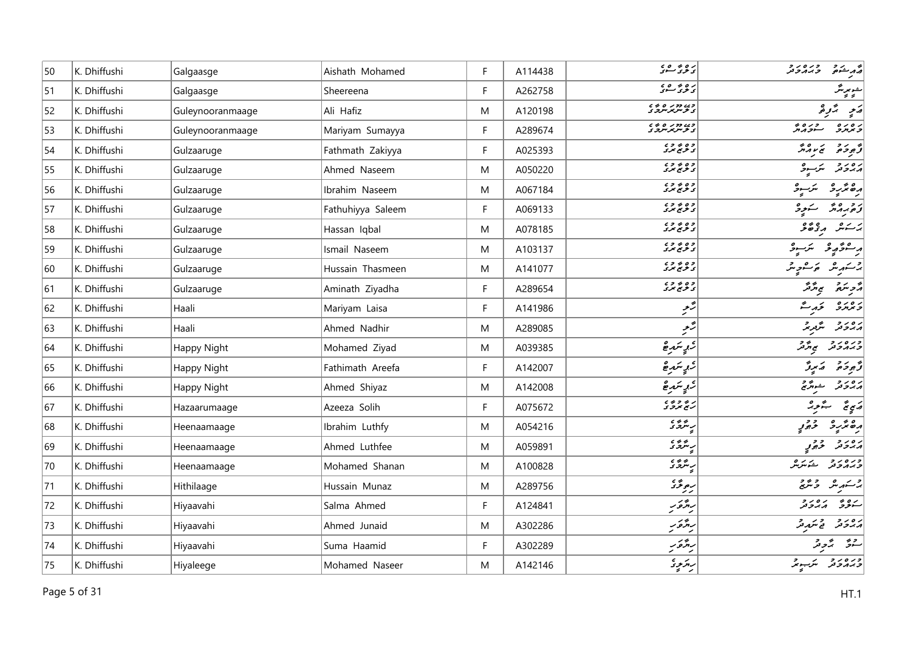| 50 | K. Dhiffushi | Galgaasge | Aishath Mohamed | F | A114438 | ގަލްގާސްގެ | އާއިޝަތު މުޙައްމަދު |
|---|---|---|---|---|---|---|---|
| 51 | K. Dhiffushi | Galgaasge | Sheereena | F | A262758 | ގަލްގާސްގެ | ޝީރީނާ |
| 52 | K. Dhiffushi | Guleynooranmaage | Ali Hafiz | M | A120198 | ގުލޭނޫރަންމާގެ | އަލީ ހާފިޒު |
| 53 | K. Dhiffushi | Guleynooranmaage | Mariyam Sumayya | F | A289674 | ގުލޭނޫރަންމާގެ | މަރިޔަމް ސުމައްޔާ |
| 54 | K. Dhiffushi | Gulzaaruge | Fathmath Zakiyya | F | A025393 | ގުލްޒާރުގެ | ފާތިމަތު ޒަކިއްޔާ |
| 55 | K. Dhiffushi | Gulzaaruge | Ahmed Naseem | M | A050220 | ގުލްޒާރުގެ | އަޙްމަދު ނަސީމް |
| 56 | K. Dhiffushi | Gulzaaruge | Ibrahim Naseem | M | A067184 | ގުލްޒާރުގެ | އިބްރާހީމް ނަސީމް |
| 57 | K. Dhiffushi | Gulzaaruge | Fathuhiyya Saleem | F | A069133 | ގުލްޒާރުގެ | ފަތުހިއްޔާ ސަލީމް |
| 58 | K. Dhiffushi | Gulzaaruge | Hassan Iqbal | M | A078185 | ގުލްޒާރުގެ | ހަސަން އިޤްބާލް |
| 59 | K. Dhiffushi | Gulzaaruge | Ismail Naseem | M | A103137 | ގުލްޒާރުގެ | އިސްމާއީލް ނަސީމް |
| 60 | K. Dhiffushi | Gulzaaruge | Hussain Thasmeen | M | A141077 | ގުލްޒާރުގެ | ހުސައިން ތަސްމީން |
| 61 | K. Dhiffushi | Gulzaaruge | Aminath Ziyadha | F | A289654 | ގުލްޒާރުގެ | އާމިނަތު ޒިޔާދާ |
| 62 | K. Dhiffushi | Haali | Mariyam Laisa | F | A141986 | ހާލި | މަރިޔަމް ލައިސާ |
| 63 | K. Dhiffushi | Haali | Ahmed Nadhir | M | A289085 | ހާލި | އަޙްމަދު ނާދިރު |
| 64 | K. Dhiffushi | Happy Night | Mohamed Ziyad | M | A039385 | ހެޕީނައިޓް | މުޙައްމަދު ޒިޔާދު |
| 65 | K. Dhiffushi | Happy Night | Fathimath Areefa | F | A142007 | ހެޕީނައިޓް | ފާތިމަތު އަރީފާ |
| 66 | K. Dhiffushi | Happy Night | Ahmed Shiyaz | M | A142008 | ހެޕީނައިޓް | އަޙްމަދު ޝިޔާޒު |
| 67 | K. Dhiffushi | Hazaarumaage | Azeeza Solih | F | A075672 | ހަޒާރުމާގެ | އަޒީޒާ ސާލިހު |
| 68 | K. Dhiffushi | Heenaamaage | Ibrahim Luthfy | M | A054216 | ހީނާމާގެ | އިބްރާހީމް ލުތުފީ |
| 69 | K. Dhiffushi | Heenaamaage | Ahmed Luthfee | M | A059891 | ހީނާމާގެ | އަޙްމަދު ލުތުފީ |
| 70 | K. Dhiffushi | Heenaamaage | Mohamed Shanan | M | A100828 | ހީނާމާގެ | މުޙައްމަދު ޝަނަން |
| 71 | K. Dhiffushi | Hithilaage | Hussain Munaz | M | A289756 | ހިތިލާގެ | ހުސައިން މުނާޒު |
| 72 | K. Dhiffushi | Hiyaavahi | Salma Ahmed | F | A124841 | ހިޔާވަހި | ސަލްމާ އަޙްމަދު |
| 73 | K. Dhiffushi | Hiyaavahi | Ahmed Junaid | M | A302286 | ހިޔާވަހި | އަޙްމަދު ޖުނައިދު |
| 74 | K. Dhiffushi | Hiyaavahi | Suma Haamid | F | A302289 | ހިޔާވަހި | ސުމާ ހާމިދު |
| 75 | K. Dhiffushi | Hiyaleege | Mohamed Naseer | M | A142146 | ހިޔަލީގެ | މުޙައްމަދު ނަސީރު |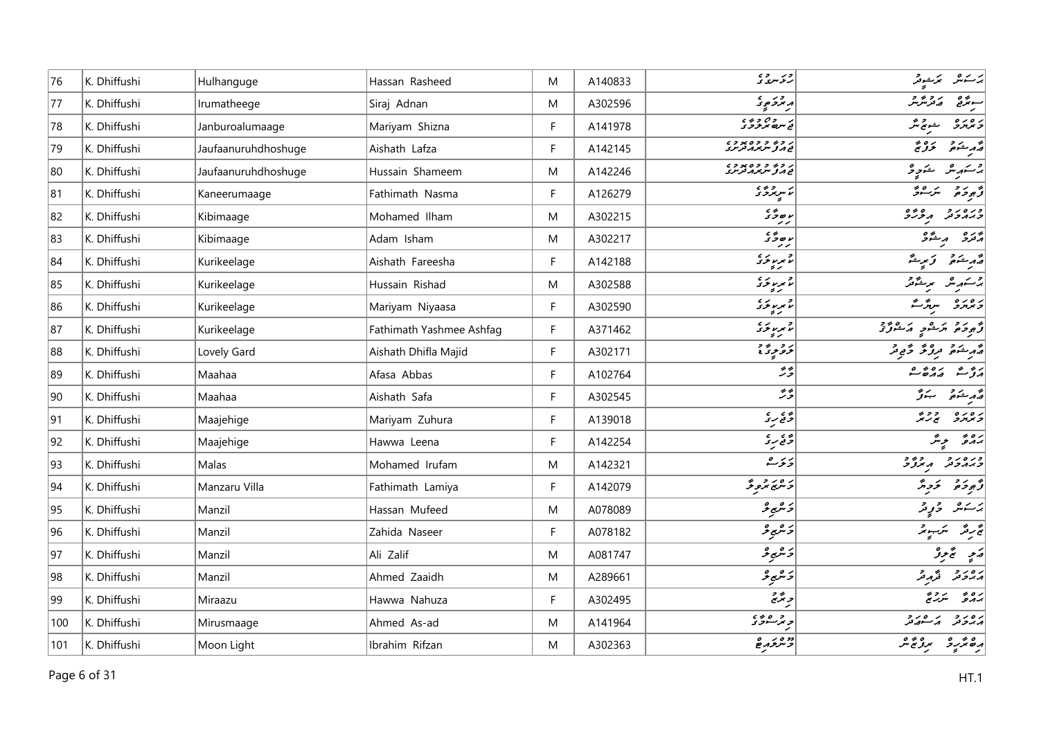| 76 | K. Dhiffushi | Hulhanguge | Hassan Rasheed | M | A140833 | ޙުޅަނގުގެ | ހަސަން ރަޝީދު |
|---|---|---|---|---|---|---|---|
| 77 | K. Dhiffushi | Irumatheege | Siraj Adnan | M | A302596 | އިރުމަތީގެ | ސިރާޖު އަދުނާން |
| 78 | K. Dhiffushi | Janburoalumaage | Mariyam Shizna | F | A141978 | ޖަނބުރޯޅުމާގެ | މަރިޔަމް ޝިޒްނާ |
| 79 | K. Dhiffushi | Jaufaanuruhdhoshuge | Aishath Lafza | F | A142145 | ޖައުފާނުރުއްދޮށުގެ | އައިޝަތު ލަފްޒާ |
| 80 | K. Dhiffushi | Jaufaanuruhdhoshuge | Hussain Shameem | M | A142246 | ޖައުފާނުރުއްދޮށުގެ | ޙުސައިން ޝަމީމް |
| 81 | K. Dhiffushi | Kaneerumaage | Fathimath Nasma | F | A126279 | ކަނީރުމާގެ | ފާތިމަތު ނަސްމާ |
| 82 | K. Dhiffushi | Kibimaage | Mohamed Ilham | M | A302215 | ކިބިމާގެ | މުޙައްމަދު އިލްހާމް |
| 83 | K. Dhiffushi | Kibimaage | Adam Isham | M | A302217 | ކިބިމާގެ | އާދަމް އިޝާމް |
| 84 | K. Dhiffushi | Kurikeelage | Aishath Fareesha | F | A142188 | ކުރިކީލަގެ | އައިޝަތު ފަރީޝާ |
| 85 | K. Dhiffushi | Kurikeelage | Hussain Rishad | M | A302588 | ކުރިކީލަގެ | ޙުސައިން ރިޝާދު |
| 86 | K. Dhiffushi | Kurikeelage | Mariyam Niyaasa | F | A302590 | ކުރިކީލަގެ | މަރިޔަމް ނިޔާސާ |
| 87 | K. Dhiffushi | Kurikeelage | Fathimath Yashmee Ashfag | F | A371462 | ކުރިކީލަގެ | ފާތިމަތު ޔަޝްމީ އަޝްފާގު |
| 88 | K. Dhiffushi | Lovely Gard | Aishath Dhifla Majid | F | A302171 | ލަވްލީގާޑް | އައިޝަތު ދިފްލާ މާޖިދު |
| 89 | K. Dhiffushi | Maahaa | Afasa Abbas | F | A102764 | މާހާ | އަފާސާ އައްބާސް |
| 90 | K. Dhiffushi | Maahaa | Aishath Safa | F | A302545 | މާހާ | އައިޝަތު ސަފާ |
| 91 | K. Dhiffushi | Maajehige | Mariyam Zuhura | F | A139018 | މާޖެހިގެ | މަރިޔަމް ޒުހުރާ |
| 92 | K. Dhiffushi | Maajehige | Hawwa Leena | F | A142254 | މާޖެހިގެ | ހައްވާ ލީނާ |
| 93 | K. Dhiffushi | Malas | Mohamed Irufam | M | A142321 | މަލަސް | މުޙައްމަދު އިރުފާމް |
| 94 | K. Dhiffushi | Manzaru Villa | Fathimath Lamiya | F | A142079 | މަންޒަރުވިލާ | ފާތިމަތު ލަމިޔާ |
| 95 | K. Dhiffushi | Manzil | Hassan Mufeed | M | A078089 | މަންޒިލް | ހަސަން މުފީދު |
| 96 | K. Dhiffushi | Manzil | Zahida Naseer | F | A078182 | މަންޒިލް | ޒާހިދާ ނަސީރު |
| 97 | K. Dhiffushi | Manzil | Ali Zalif | M | A081747 | މަންޒިލް | އަލި ޒާލިފް |
| 98 | K. Dhiffushi | Manzil | Ahmed Zaaidh | M | A289661 | މަންޒިލް | އަޙްމަދު ޒާއިދު |
| 99 | K. Dhiffushi | Miraazu | Hawwa Nahuza | F | A302495 | މިރާޒު | ހައްވާ ނަހުޒާ |
| 100 | K. Dhiffushi | Mirusmaage | Ahmed As-ad | M | A141964 | މިރުސްމާގެ | އަޙްމަދު އަސްއަދު |
| 101 | K. Dhiffushi | Moon Light | Ibrahim Rifzan | M | A302363 | މޫންލައިޓް | އިބްރާހީމް ރިފްޒާން |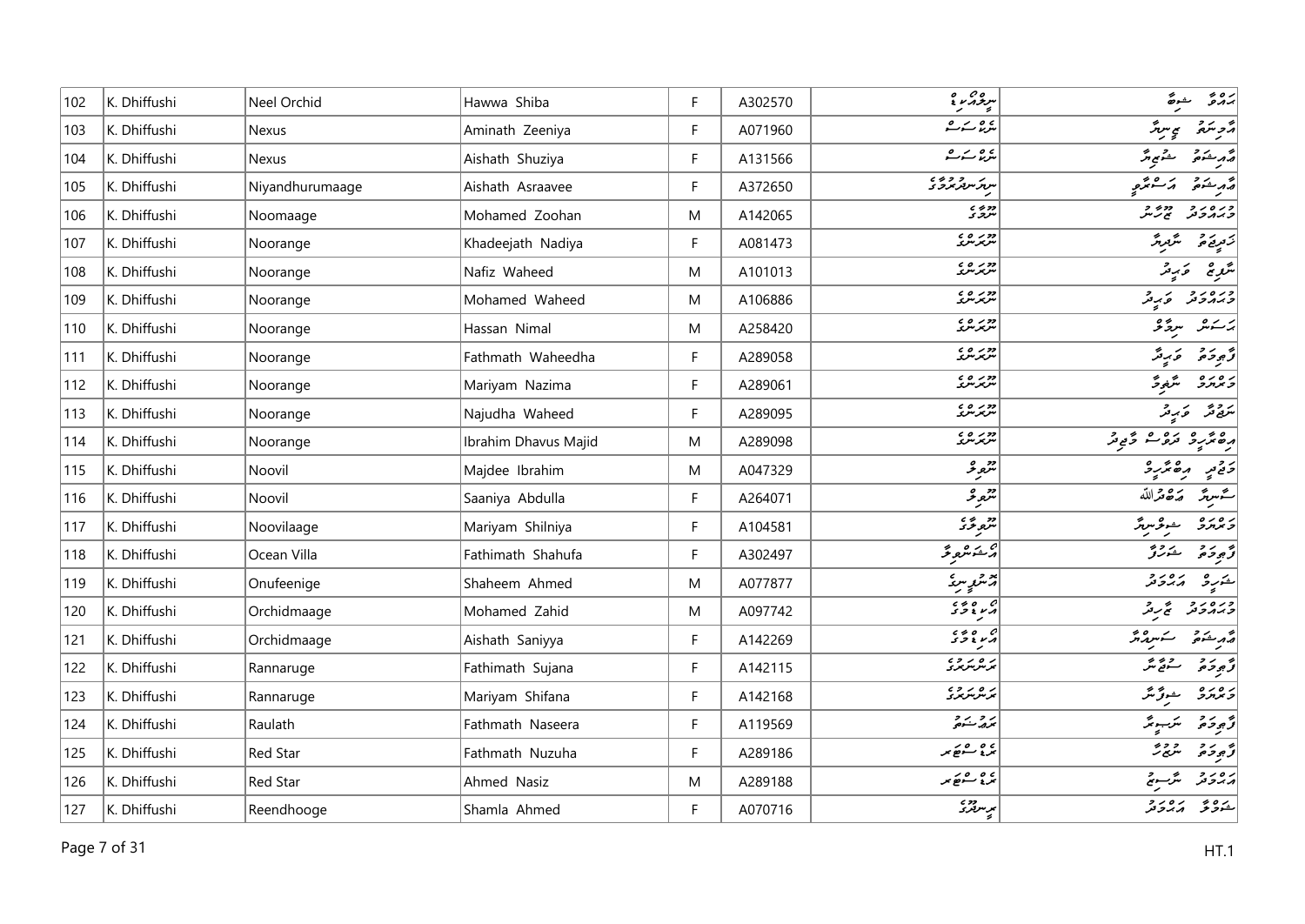| 102 | K. Dhiffushi | Neel Orchid | Hawwa Shiba | F | A302570 | سِرْوٌرِ وْ | بَرْهْوَّ شِوَّ |
|---|---|---|---|---|---|---|---|
| 103 | K. Dhiffushi | Nexus | Aminath Zeeniya | F | A071960 | سُرْبُرْ سَسَّ | أَحِ سَمْعُ سِعِ سِرْ |
| 104 | K. Dhiffushi | Nexus | Aishath Shuziya | F | A131566 | سُرْبُرْ سَسَّ | أَمَرِ شَمْعُ شَمَّعِ مَرْ |
| 105 | K. Dhiffushi | Niyandhurumaage | Aishath Asraavee | F | A372650 | سِرْ سُرْ مُرْ مُرْ وُدْ | أَمْرِ شَمْعُ أَسْتُرِّ |
| 106 | K. Dhiffushi | Noomaage | Mohamed Zoohan | M | A142065 | سُرْوُدْ | وَبَرَمَرَدْ مُرْ مُرْ |
| 107 | K. Dhiffushi | Noorange | Khadeejath Nadiya | F | A081473 | سُرْ مَرْ سُرْ | زَمِرِيعَ سُرْمِرَ |
| 108 | K. Dhiffushi | Noorange | Nafiz Waheed | M | A101013 | سُرْ مَرْ سُرْ | سُرْمِرِ مَرِ مَرْ |
| 109 | K. Dhiffushi | Noorange | Mohamed Waheed | M | A106886 | سُرْ مَرْ سُرْ | وَبَرَمَرَدْ مَرِ مَرْ |
| 110 | K. Dhiffushi | Noorange | Hassan Nimal | M | A258420 | سُرْ مَرْ سُرْ | بَرْ سَ سُرْ سِرْ مِرْ |
| 111 | K. Dhiffushi | Noorange | Fathmath Waheedha | F | A289058 | سُرْ مَرْ سُرْ | وَمِرِ وَمْ وَرِ مَرْ |
| 112 | K. Dhiffushi | Noorange | Mariyam Nazima | F | A289061 | سُرْ مَرْ سُرْ | وَ مَرْ مَرْ سُرْ مِرْ |
| 113 | K. Dhiffushi | Noorange | Najudha Waheed | F | A289095 | سُرْ مَرْ سُرْ | سَرَّ مَرْ وَرِ مَرْ |
| 114 | K. Dhiffushi | Noorange | Ibrahim Dhavus Majid | M | A289098 | سُرْ مَرْ سُرْ | رِ مُرْ مَرْ رِ وُ مَرْ وَ سُرْ وَّ مِرْ |
| 115 | K. Dhiffushi | Noovil | Majdee Ibrahim | M | A047329 | سُرْوِ وُ | وَقَ مِرِ مِرْ مَرْ رِ وُ |
| 116 | K. Dhiffushi | Noovil | Saaniya Abdulla | F | A264071 | سُرْوِ وُ | سَّسِرَ مَرْ مَرْ اللّٰه |
| 117 | K. Dhiffushi | Noovilaage | Mariyam Shilniya | F | A104581 | سُرْوِ وُدْ | وَ مَرْ مَرْ شِوْ سِرْ |
| 118 | K. Dhiffushi | Ocean Villa | Fathimath Shahufa | F | A302497 | مُرْ سَ سُرْوِ وُ | وَمِرِ وَمْ شَرُ وُ |
| 119 | K. Dhiffushi | Onufeenige | Shaheem Ahmed | M | A077877 | مُرْ سُرْ وِ سِرْ | شَرِ وَ مَرْ مَرْ وُرْ |
| 120 | K. Dhiffushi | Orchidmaage | Mohamed Zahid | M | A097742 | مُرْ مَرْ وُدْ | وَبَرَمَرَدْ مَّرِ مَرْ |
| 121 | K. Dhiffushi | Orchidmaage | Aishath Saniyya | F | A142269 | مُرْ مَرْ وُدْ | أَمْرِ شَمْعُ سَسِرْ مَرْ |
| 122 | K. Dhiffushi | Rannaruge | Fathimath Sujana | F | A142115 | مَرْ سُرْ سُرْ مُرْ دْ | وَمِرِ وَمْ سُرْ مَرْ |
| 123 | K. Dhiffushi | Rannaruge | Mariyam Shifana | F | A142168 | مَرْ سُرْ سُرْ مُرْ دْ | وَ مَرْ مَرْ شِوَّ مَرْ |
| 124 | K. Dhiffushi | Raulath | Fathmath Naseera | F | A119569 | مَرْ مُرْ سَمْ | وَمِرِ وَمْ سَرَ سِرْ |
| 125 | K. Dhiffushi | Red Star | Fathmath Nuzuha | F | A289186 | مَرْ مْ سَمْ مَرْ | وَمِرِ وَمْ سُرْ مَرْ |
| 126 | K. Dhiffushi | Red Star | Ahmed Nasiz | M | A289188 | مَرْ مْ سَمْ مَرْ | مَرْ مَرْ وُرْ سُرْ سِرْ |
| 127 | K. Dhiffushi | Reendhooge | Shamla Ahmed | F | A070716 | مِرِ سُرْ مُرْ دْ | شَوْ وُ مَرْ مَرْ وُرْ |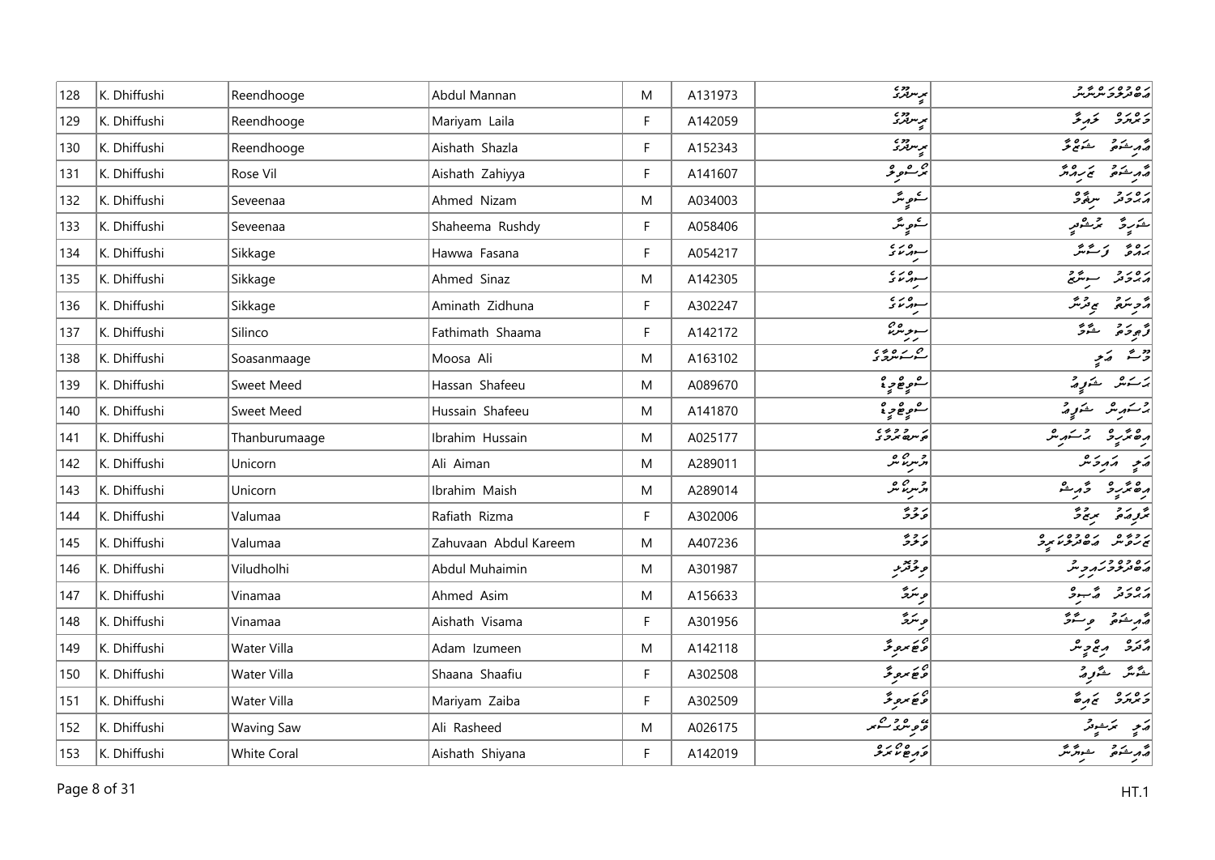| 128 | K. Dhiffushi | Reendhooge | Abdul Mannan | M | A131973 | ރީންދޫގެ | އަބްދުލްމަންނާން |
|---|---|---|---|---|---|---|---|
| 129 | K. Dhiffushi | Reendhooge | Mariyam Laila | F | A142059 | ރީންދޫގެ | މަރިޔަމް ލައިލާ |
| 130 | K. Dhiffushi | Reendhooge | Aishath Shazla | F | A152343 | ރީންދޫގެ | އާއިޝަތު ޝަޒްލާ |
| 131 | K. Dhiffushi | Rose Vil | Aishath Zahiyya | F | A141607 | ރޯޒްވިލް | އާއިޝަތު ޒާހިއްޔާ |
| 132 | K. Dhiffushi | Seveenaa | Ahmed Nizam | M | A034003 | ސެވީނާ | އަހުމަދު ނިޒާމް |
| 133 | K. Dhiffushi | Seveenaa | Shaheema Rushdy | F | A058406 | ސެވީނާ | ޝަހީމާ ރުޝްދީ |
| 134 | K. Dhiffushi | Sikkage | Hawwa Fasana | F | A054217 | ސިއްކަގެ | ހައްވާ ފަސާނާ |
| 135 | K. Dhiffushi | Sikkage | Ahmed Sinaz | M | A142305 | ސިއްކަގެ | އަހުމަދު ސިނާޒް |
| 136 | K. Dhiffushi | Sikkage | Aminath Zidhuna | F | A302247 | ސިއްކަގެ | އާމިނަތު ޒިދުނާ |
| 137 | K. Dhiffushi | Silinco | Fathimath Shaama | F | A142172 | ސިލިންކޯ | ފާތިމަތު ޝާމާ |
| 138 | K. Dhiffushi | Soasanmaage | Moosa Ali | M | A163102 | ސޯސަންމާގެ | މޫސާ އަލި |
| 139 | K. Dhiffushi | Sweet Meed | Hassan Shafeeu | M | A089670 | ސްވީޓްމީޑް | ހަސަން ޝަފީޢު |
| 140 | K. Dhiffushi | Sweet Meed | Hussain Shafeeu | M | A141870 | ސްވީޓްމީޑް | ހުސައިން ޝަފީޢު |
| 141 | K. Dhiffushi | Thanburumaage | Ibrahim Hussain | M | A025177 | ތަންބުރުމާގެ | އިބްރާހީމް ހުސައިން |
| 142 | K. Dhiffushi | Unicorn | Ali Aiman | M | A289011 | ޔުނިކޯން | އަލި އައިމަން |
| 143 | K. Dhiffushi | Unicorn | Ibrahim Maish | M | A289014 | ޔުނިކޯން | އިބްރާހީމް މާއިޝް |
| 144 | K. Dhiffushi | Valumaa | Rafiath Rizma | F | A302006 | ވަލުމާ | ރަފީއަތު ރިޒްމާ |
| 145 | K. Dhiffushi | Valumaa | Zahuvaan Abdul Kareem | M | A407236 | ވަލުމާ | ޒަހުވާން އަބްދުލްކަރީމް |
| 146 | K. Dhiffushi | Viludholhi | Abdul Muhaimin | M | A301987 | ވިލުދޮޅި | އަބްދުލްމުހައިމިން |
| 147 | K. Dhiffushi | Vinamaa | Ahmed Asim | M | A156633 | ވިނަމާ | އަހުމަދު އާސިމް |
| 148 | K. Dhiffushi | Vinamaa | Aishath Visama | F | A301956 | ވިނަމާ | އާއިޝަތު ވިސާމާ |
| 149 | K. Dhiffushi | Water Villa | Adam Izumeen | M | A142118 | ވޯޓަރވިލާ | އާދަމް އިޒުމީން |
| 150 | K. Dhiffushi | Water Villa | Shaana Shaafiu | F | A302508 | ވޯޓަރވިލާ | ޝާނާ ޝާފިޢު |
| 151 | K. Dhiffushi | Water Villa | Mariyam Zaiba | F | A302509 | ވޯޓަރވިލާ | މަރިޔަމް ޒައިބާ |
| 152 | K. Dhiffushi | Waving Saw | Ali Rasheed | M | A026175 | ވޭވިންގސޯ | އަލި ރަޝީދު |
| 153 | K. Dhiffushi | White Coral | Aishath Shiyana | F | A142019 | ވައިޓްކޯރަލް | އާއިޝަތު ޝިޔާނާ |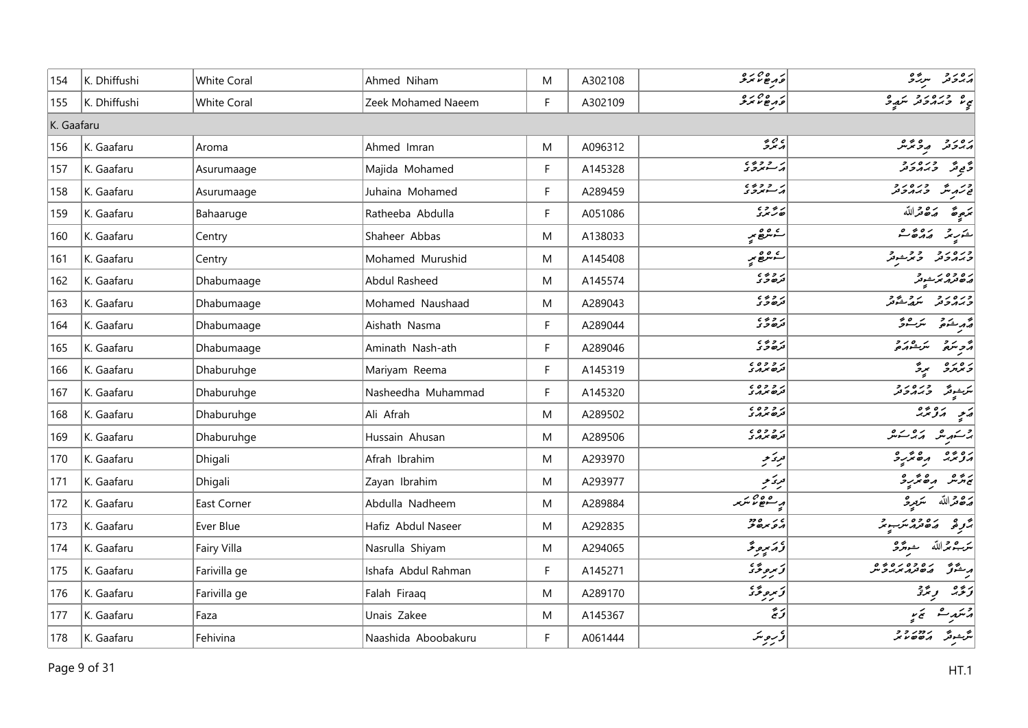| 154 | K. Dhiffushi | White Coral | Ahmed Niham | M | A302108 | ޥައިޓްކޯރަލް | އަޙްމަދު ނިހާމް |
|---|---|---|---|---|---|---|---|
| 155 | K. Dhiffushi | White Coral | Zeek Mohamed Naeem | F | A302109 | ޥައިޓްކޯރަލް | ޒީކް މުޙައްމަދު ނަޢީމް |
| K. Gaafaru | | | | | | | |
| 156 | K. Gaafaru | Aroma | Ahmed Imran | M | A096312 | އެރޯމާ | އަޙްމަދު އިމްރާން |
| 157 | K. Gaafaru | Asurumaage | Majida Mohamed | F | A145328 | އަސުރުމާގެ | މާޖިދާ މުޙައްމަދު |
| 158 | K. Gaafaru | Asurumaage | Juhaina Mohamed | F | A289459 | އަސުރުމާގެ | ޖުހައިނާ މުޙައްމަދު |
| 159 | K. Gaafaru | Bahaaruge | Ratheeba Abdulla | F | A051086 | ބަހާރުގެ | ރަތީބާ އަބްދުﷲ |
| 160 | K. Gaafaru | Centry | Shaheer Abbas | M | A138033 | ސެންޓްރީ | ޝަހީރު އައްބާސް |
| 161 | K. Gaafaru | Centry | Mohamed Murushid | M | A145408 | ސެންޓްރީ | މުޙައްމަދު މުރުޝިދު |
| 162 | K. Gaafaru | Dhabumaage | Abdul Rasheed | M | A145574 | ދަބުމާގެ | އަބްދުއްރަޝީދު |
| 163 | K. Gaafaru | Dhabumaage | Mohamed Naushaad | M | A289043 | ދަބުމާގެ | މުޙައްމަދު ނައުޝާދު |
| 164 | K. Gaafaru | Dhabumaage | Aishath Nasma | F | A289044 | ދަބުމާގެ | އާއިޝަތު ނަސްމާ |
| 165 | K. Gaafaru | Dhabumaage | Aminath Nash-ath | F | A289046 | ދަބުމާގެ | އާމިނަތު ނަޝްއަތު |
| 166 | K. Gaafaru | Dhaburuhge | Mariyam Reema | F | A145319 | ދަބުރުއްގެ | މަރިޔަމް ރީމާ |
| 167 | K. Gaafaru | Dhaburuhge | Nasheedha Muhammad | F | A145320 | ދަބުރުއްގެ | ނަޝީދާ މުޙައްމަދު |
| 168 | K. Gaafaru | Dhaburuhge | Ali Afrah | M | A289502 | ދަބުރުއްގެ | އަލި އަފްރާހް |
| 169 | K. Gaafaru | Dhaburuhge | Hussain Ahusan | M | A289506 | ދަބުރުއްގެ | ހުސައިން އަހުސަން |
| 170 | K. Gaafaru | Dhigali | Afrah Ibrahim | M | A293970 | ދިގަލި | އަފްރާހް އިބްރާހީމް |
| 171 | K. Gaafaru | Dhigali | Zayan Ibrahim | M | A293977 | ދިގަލި | ޒަޔާން އިބްރާހީމް |
| 172 | K. Gaafaru | East Corner | Abdulla Nadheem | M | A289884 | އީސްޓްކޯނަރ | އަބްދުﷲ ނަދީމް |
| 173 | K. Gaafaru | Ever Blue | Hafiz Abdul Naseer | M | A292835 | އެވަރބްލޫ | ހާފިޒް އަބްދުލްނަސީރު |
| 174 | K. Gaafaru | Fairy Villa | Nasrulla Shiyam | M | A294065 | ފެއަރީވިލާ | ނަސްރުﷲ ޝިޔާމް |
| 175 | K. Gaafaru | Farivilla ge | Ishafa Abdul Rahman | F | A145271 | ފަރިވިލާގެ | އިޝާފާ އަބްދުއްރަޙްމާން |
| 176 | K. Gaafaru | Farivilla ge | Falah Firaaq | M | A289170 | ފަރިވިލާގެ | ފަލާހް ފިރާޤު |
| 177 | K. Gaafaru | Faza | Unais Zakee | M | A145367 | ފަޒާ | އުނައިސް ޒަކީ |
| 178 | K. Gaafaru | Fehivina | Naashida Aboobakuru | F | A061444 | ފެހިވިނަ | ނާޝިދާ އަބޫބަކުރު |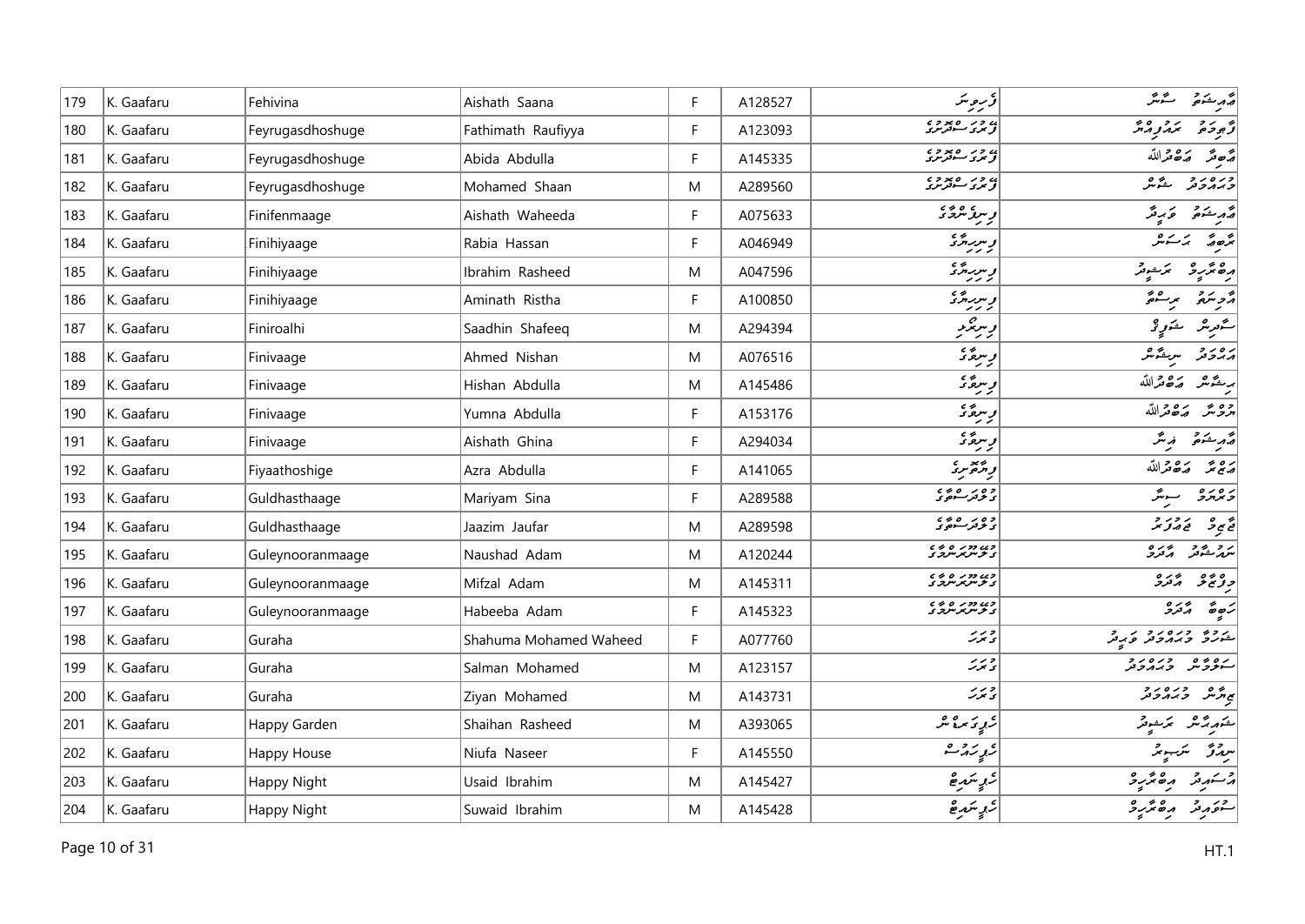| 179 | K. Gaafaru | Fehivina | Aishath Saana | F | A128527 | ؤرِوِسَ | ﻿ﺃَمِﺸَﻮَ ﺳَﻌَﺮ |
|---|---|---|---|---|---|---|---|
| 180 | K. Gaafaru | Feyrugasdhoshuge | Fathimath Raufiyya | F | A123093 | ﯠﺑُﺮَ ﺴِﻘُﺮﯨ | ﺭُﻮِﺪَﻫ ﺑَﺪُﺮِﻣُﺮ |
| 181 | K. Gaafaru | Feyrugasdhoshuge | Abida Abdulla | F | A145335 | ﯠﺑُﺮَ ﺴِﻘُﺮﯨ | ﺃَﻫِﻓَ ﺃَﻫَﻓْﺮﺍﷲ |
| 182 | K. Gaafaru | Feyrugasdhoshuge | Mohamed Shaan | M | A289560 | ﯠﺑُﺮَ ﺴِﻘُﺮﯨ | ﺩُﺭُﻤِﻮَﻭ ﺸَﻌَﺮ |
| 183 | K. Gaafaru | Finifenmaage | Aishath Waheeda | F | A075633 | ﻭِﺴِﻮُﺳْﺮِﯨ | ﺃَﻣِﺸَﻮَ ﻭَﺮِﺗَ |
| 184 | K. Gaafaru | Finihiyaage | Rabia Hassan | F | A046949 | ﻭِﺴِﺮِﺩَﯨ | ﺑَﮩَﻮ ﺑَﺴَﺴِﺮ |
| 185 | K. Gaafaru | Finihiyaage | Ibrahim Rasheed | M | A047596 | ﻭِﺴِﺮِﺩَﯨ | ﺃِﻫﻣَﺮِﺩ ﺑَﺸِﻮِﺮ |
| 186 | K. Gaafaru | Finihiyaage | Aminath Ristha | F | A100850 | ﻭِﺴِﺮِﺩَﯨ | ﺃَﺩِﺳَﻮ ﺑِﺮِﺴِﻮ |
| 187 | K. Gaafaru | Finiroalhi | Saadhin Shafeeq | M | A294394 | ﻭِﺴِﺮِﯣ | ﺳَﻌِﺮِﺳ ﺸَﻮِﻗ |
| 188 | K. Gaafaru | Finivaage | Ahmed Nishan | M | A076516 | ﻭِﺴِﻮَﯨ | ﺃَﺭُﻭَﻭ ﺳِﺸَﻌَﺮ |
| 189 | K. Gaafaru | Finivaage | Hishan Abdulla | M | A145486 | ﻭِﺴِﻮَﯨ | ﺑِﺸَﻌَﺮ ﺃَﻫَﻓْﺮﺍﷲ |
| 190 | K. Gaafaru | Finivaage | Yumna Abdulla | F | A153176 | ﻭِﺴِﻮَﯨ | ﺩُﺭُﺳ ﺃَﻫَﻓْﺮﺍﷲ |
| 191 | K. Gaafaru | Finivaage | Aishath Ghina | F | A294034 | ﻭِﺴِﻮَﯨ | ﺃَﻣِﺸَﻮَ ﻏِﺳ |
| 192 | K. Gaafaru | Fiyaathoshige | Azra Abdulla | F | A141065 | ﻭِﺩَﺠُﺮﯨ | ﺃَﺭُﺮ ﺃَﻫَﻓْﺮﺍﷲ |
| 193 | K. Gaafaru | Guldhasthaage | Mariyam Sina | F | A289588 | ﺩُﻭُﺮَﺳْﻮَﯨ | ﻭَﺑْﺮِﺭ ﺳِﺳ |
| 194 | K. Gaafaru | Guldhasthaage | Jaazim Jaufar | M | A289598 | ﺩُﻭُﺮَﺳْﻮَﯨ | ﻓَﺠِﻮ ﻓَﻣُﺮَﺭ |
| 195 | K. Gaafaru | Guleynooranmaage | Naushad Adam | M | A120244 | ﺩُﻭُﺳُﺮُﺳْﺮَﯨ | ﺳَﺭُﺸَﻮَﺭ ﺃَﺭُﻭ |
| 196 | K. Gaafaru | Guleynooranmaage | Mifzal Adam | M | A145311 | ﺩُﻭُﺳُﺮُﺳْﺮَﯨ | ﻭِﻭُﻓَﻮ ﺃَﺭُﻭ |
| 197 | K. Gaafaru | Guleynooranmaage | Habeeba Adam | F | A145323 | ﺩُﻭُﺳُﺮُﺳْﺮَﯨ | ﺭَﮭِﻫ ﺃَﺭُﻭ |
| 198 | K. Gaafaru | Guraha | Shahuma Mohamed Waheed | F | A077760 | ﺩُﺑَﺮ | ﺸَﺭُﻭ ﻭُﺭُﻤِﻮَﻭ ﻭَﺮِﺗ |
| 199 | K. Gaafaru | Guraha | Salman Mohamed | M | A123157 | ﺩُﺑَﺮ | ﺳَﻮُﻭَﺳ ﻭُﺭُﻤِﻮَﻭ |
| 200 | K. Gaafaru | Guraha | Ziyan Mohamed | M | A143731 | ﺩُﺑَﺮ | ﺑِﺩَﺳ ﻭُﺭُﻤِﻮَﻭ |
| 201 | K. Gaafaru | Happy Garden | Shaihan Rasheed | M | A393065 | ﺭُﻮِﻭَ ﺑَﺮﯨ ﺳ | ﺸَﻣِﺭَﺳ ﺑَﺸِﻮِﺮ |
| 202 | K. Gaafaru | Happy House | Niufa Naseer | F | A145550 | ﺭُﻮِﺭَﺭُﺳ | ﺳِﺭُﻭ ﺳَﺮِﺑِﺮ |
| 203 | K. Gaafaru | Happy Night | Usaid Ibrahim | M | A145427 | ﺭُﻮِﺳَﻣِﻎ | ﺃُﺳَﻣِﺮ ﺃِﻫﻣَﺮِﺩ |
| 204 | K. Gaafaru | Happy Night | Suwaid Ibrahim | M | A145428 | ﺭُﻮِﺳَﻣِﻎ | ﺳُﻮَﻣِﺮ ﺃِﻫﻣَﺮِﺩ |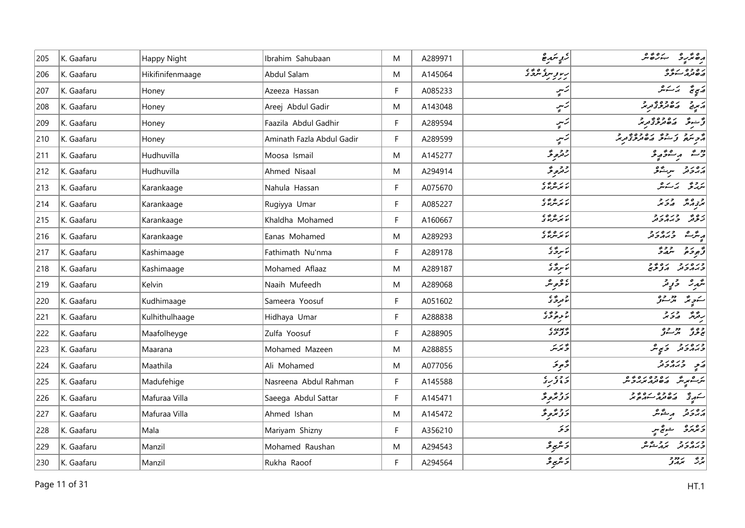| 205 | K. Gaafaru | Happy Night | Ibrahim Sahubaan | M | A289971 | ހެޕީ ނައިޓް | އިބްރާހީމް ސަހުބާން |
|---|---|---|---|---|---|---|---|
| 206 | K. Gaafaru | Hikifinifenmaage | Abdul Salam | M | A145064 | ހިކިފިނިފެންމާގެ | އަބްދުލް ސަލާމް |
| 207 | K. Gaafaru | Honey | Azeeza Hassan | F | A085233 | ހަނީ | އަޒީޒާ ހަސަން |
| 208 | K. Gaafaru | Honey | Areej Abdul Gadir | M | A143048 | ހަނީ | އަރީޖު އަބްދުލްގާދިރު |
| 209 | K. Gaafaru | Honey | Faazila Abdul Gadhir | F | A289594 | ހަނީ | ފާޒިލާ އަބްދުލްގާދިރު |
| 210 | K. Gaafaru | Honey | Aminath Fazla Abdul Gadir | F | A289599 | ހަނީ | އާމިނަތު ފަޟްލާ އަބްދުލްގާދިރު |
| 211 | K. Gaafaru | Hudhuvilla | Moosa Ismail | M | A145277 | ހުދުވިލާ | މޫސާ އިސްމާއީލް |
| 212 | K. Gaafaru | Hudhuvilla | Ahmed Nisaal | M | A294914 | ހުދުވިލާ | އަޙްމަދު ނިސާލް |
| 213 | K. Gaafaru | Karankaage | Nahula Hassan | F | A075670 |ކަރަންކާގެ | ނަހުލާ ހަސަން |
| 214 | K. Gaafaru | Karankaage | Rugiyya Umar | F | A085227 | ކަރަންކާގެ | ރުގިއްޔާ އުމަރު |
| 215 | K. Gaafaru | Karankaage | Khaldha Mohamed | F | A160667 | ކަރަންކާގެ | ޚާލިދާ މުޙައްމަދު |
| 216 | K. Gaafaru | Karankaage | Eanas Mohamed | M | A289293 | ކަރަންކާގެ | އީނާސް މުޙައްމަދު |
| 217 | K. Gaafaru | Kashimaage | Fathimath Nu'nma | F | A289178 | ކަށިމާގެ | ފާތިމަތު ނުޢުމާ |
| 218 | K. Gaafaru | Kashimaage | Mohamed Aflaaz | M | A289187 | ކަށިމާގެ | މުޙައްމަދު އަފްލާޒު |
| 219 | K. Gaafaru | Kelvin | Naaih Mufeedh | M | A289068 | ކެލްވިން | ނާއިހް މުފީދު |
| 220 | K. Gaafaru | Kudhimaage | Sameera Yoosuf | F | A051602 | ކުދިމާގެ | ސަމީރާ ޔޫސުފް |
| 221 | K. Gaafaru | Kulhithulhaage | Hidhaya Umar | F | A288838 | ކުޅިތުޅާގެ | ހިދާޔާ އުމަރު |
| 222 | K. Gaafaru | Maafolheyge | Zulfa Yoosuf | F | A288905 | މާފޮޅޭގެ | ޒުލްފާ ޔޫސުފް |
| 223 | K. Gaafaru | Maarana | Mohamed Mazeen | M | A288855 | މާރަނަ | މުޙައްމަދު މަޒީން |
| 224 | K. Gaafaru | Maathila | Ali Mohamed | M | A077056 | މާތިލަ | އަލި މުޙައްމަދު |
| 225 | K. Gaafaru | Madufehige | Nasreena Abdul Rahman | F | A145588 | މަދުފެހިގެ | ނަސްރީނާ އަބްދުއްރަޙްމާން |
| 226 | K. Gaafaru | Mafuraa Villa | Saeega Abdul Sattar | F | A145471 | މަފުރާވިލާ | ސައީގާ އަބްދުއްސައްތާރު |
| 227 | K. Gaafaru | Mafuraa Villa | Ahmed Ishan | M | A145472 | މަފުރާވިލާ | އަޙްމަދު އިޝާން |
| 228 | K. Gaafaru | Mala | Mariyam Shizny | F | A356210 | މަލަ | މަރިޔަމް ޝިޒްނީ |
| 229 | K. Gaafaru | Manzil | Mohamed Raushan | M | A294543 | މަންޒިލް | މުޙައްމަދު ރައުޝަން |
| 230 | K. Gaafaru | Manzil | Rukha Raoof | F | A294564 | މަންޒިލް | ރުޚާ ރައޫފް |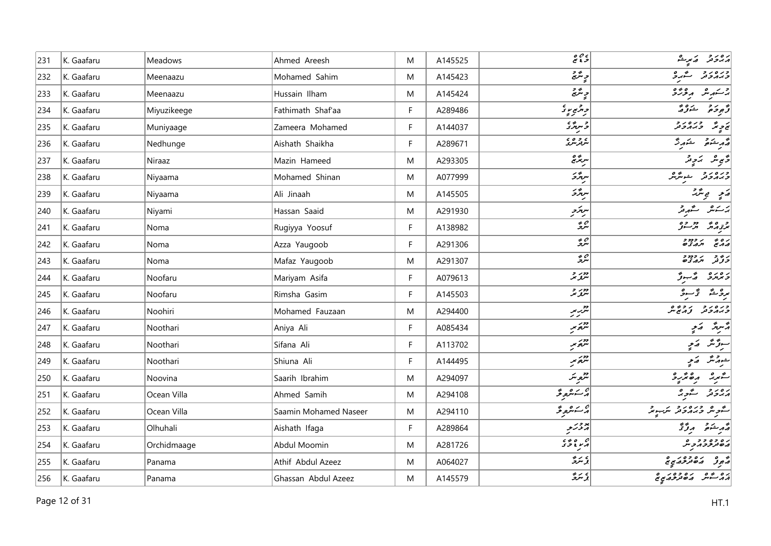| 231 | K. Gaafaru | Meadows | Ahmed Areesh | M | A145525 | މީޑޯޒް | އަހްމަދު އަރީޝް |
|---|---|---|---|---|---|---|---|
| 232 | K. Gaafaru | Meenaazu | Mohamed Sahim | M | A145423 | މީނާޒު | މުހައްމަދު ސާހިމް |
| 233 | K. Gaafaru | Meenaazu | Hussain Ilham | M | A145424 | މީނާޒު | ހުސައިން އިލްހާމް |
| 234 | K. Gaafaru | Miyuzikeege | Fathimath Shaf'aa | F | A289486 | މިޔުޒިކީގެ | ފާތިމަތު ޝަފްއާ |
| 235 | K. Gaafaru | Muniyaage | Zameera Mohamed | F | A144037 | މުނިޔާގެ | ޒަމީރާ މުހައްމަދު |
| 236 | K. Gaafaru | Nedhunge | Aishath Shaikha | F | A289671 | ނެދުންގެ | އާއިޝަތު ޝައިޚާ |
| 237 | K. Gaafaru | Niraaz | Mazin Hameed | M | A293305 | ނިރާޒް | މާޒިން ހަމީދު |
| 238 | K. Gaafaru | Niyaama | Mohamed Shinan | M | A077999 | ނިޔާމަ | މުހައްމަދު ޝިނާން |
| 239 | K. Gaafaru | Niyaama | Ali Jinaah | M | A145505 | ނިޔާމަ | އަލި ޖިނާހް |
| 240 | K. Gaafaru | Niyami | Hassan Saaid | M | A291930 | ނިޔަމި | ހަސަން ސާއިދު |
| 241 | K. Gaafaru | Noma | Rugiyya Yoosuf | F | A138982 | ނޯމަ | ރުގިއްޔާ ޔޫސުފް |
| 242 | K. Gaafaru | Noma | Azza Yaugoob | F | A291306 | ނޯމަ | އައްޒާ ޔައުގޫބު |
| 243 | K. Gaafaru | Noma | Mafaz Yaugoob | M | A291307 | ނޯމަ | މަފާޒް ޔައުގޫބު |
| 244 | K. Gaafaru | Noofaru | Mariyam Asifa | F | A079613 | ނޫފަރު | މަރިޔަމް އާސިފާ |
| 245 | K. Gaafaru | Noofaru | Rimsha Gasim | F | A145503 | ނޫފަރު | ރިމްޝާ ޤާސިމް |
| 246 | K. Gaafaru | Noohiri | Mohamed Fauzaan | M | A294400 | ނޫހިރި | މުހައްމަދު ފައުޒާން |
| 247 | K. Gaafaru | Noothari | Aniya Ali | F | A085434 | ނޫތަރި | އާނިޔާ އަލި |
| 248 | K. Gaafaru | Noothari | Sifana Ali | F | A113702 | ނޫތަރި | ސިފާނާ އަލި |
| 249 | K. Gaafaru | Noothari | Shiuna Ali | F | A144495 | ނޫތަރި | ޝިއުނާ އަލި |
| 250 | K. Gaafaru | Noovina | Saarih Ibrahim | M | A294097 | ނޫވިނަ | ސާރިހް އިބްރާހީމް |
| 251 | K. Gaafaru | Ocean Villa | Ahmed Samih | M | A294108 | އޯޝަންވިލާ | އަހްމަދު ސާމިހް |
| 252 | K. Gaafaru | Ocean Villa | Saamin Mohamed Naseer | M | A294110 | އޯޝަންވިލާ | ސާމިން މުހައްމަދު ނަސީރު |
| 253 | K. Gaafaru | Olhuhali | Aishath Ifaga | F | A289864 | އޮޅުހަލި | އާއިޝަތު އިފާގާ |
| 254 | K. Gaafaru | Orchidmaage | Abdul Moomin | M | A281726 | އޯކިޑްމާގެ | އަބްދުލްމުއުމިން |
| 255 | K. Gaafaru | Panama | Athif Abdul Azeez | M | A064027 | ޕެނަމާ | އާތިފް އަބްދުލްޢަޒީޒް |
| 256 | K. Gaafaru | Panama | Ghassan Abdul Azeez | M | A145579 | ޕެނަމާ | ޣައްސާން އަބްދުލްޢަޒީޒް |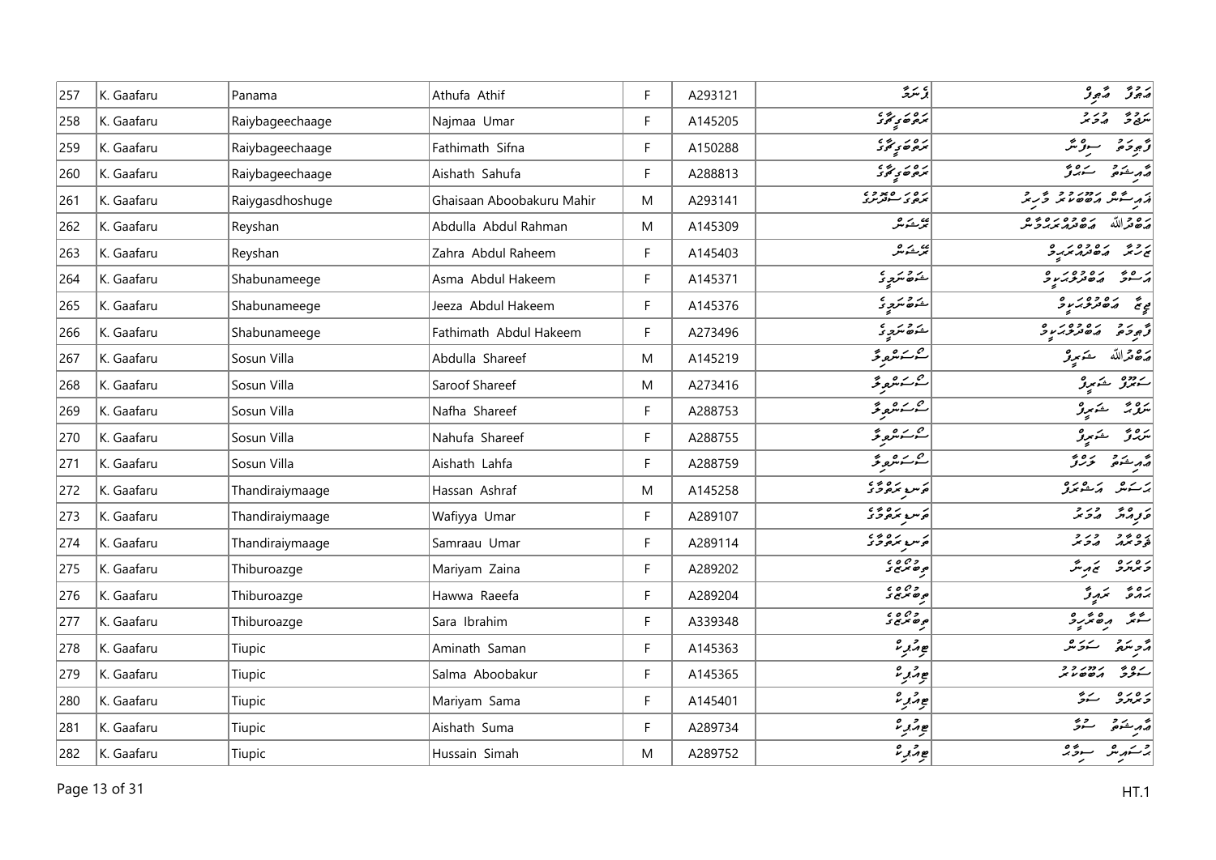| 257 | K. Gaafaru | Panama | Athufa Athif | F | A293121 | پڑسَرَگّ | أَجْوَرٌ أَجْوِرٌ |
|---|---|---|---|---|---|---|---|
| 258 | K. Gaafaru | Raiybageechaage | Najmaa Umar | F | A145205 | بَرْ٥ُّ پِرِ گُوَّی | سَرَجَ وَّ دِ دِ بِرِ |
| 259 | K. Gaafaru | Raiybageechaage | Fathimath Sifna | F | A150288 | بَرْ٥ُّ پِرِ گُوَّی | وَّجِرِدِ سِوْ سَّرَ |
| 260 | K. Gaafaru | Raiybageechaage | Aishath Sahufa | F | A288813 | بَرْ٥ُّ پِرِ گُوَّی | مُرِ شَوَ سَرِدٌ |
| 261 | K. Gaafaru | Raiygasdhoshuge | Ghaisaan Aboobakuru Mahir | M | A293141 | بَرْوْ یِ سْتَرْبَری | غَرِسَّسْ رَحْقَقَ دِ وَّرِدِ |
| 262 | K. Gaafaru | Reyshan | Abdulla Abdul Rahman | M | A145309 | بَرْشَسْ | رَصْدَاللّٰه رَصْدِ دُ بَرِ دِ وَّ سْ |
| 263 | K. Gaafaru | Reyshan | Zahra Abdul Raheem | F | A145403 | بَرْشَسْ | يَرْبَرٌ رَصْدِ دِ بَرِ وِ |
| 264 | K. Gaafaru | Shabunameege | Asma Abdul Hakeem | F | A145371 | شَوَّ سَرِيرِ ی | رَ سْوَّ رَصْدِ دِ بَرِ وِ |
| 265 | K. Gaafaru | Shabunameege | Jeeza Abdul Hakeem | F | A145376 | شَوَّ سَرِيرِ ی | يِ جَّ رَصْدِ دِ بَرِ وِ |
| 266 | K. Gaafaru | Shabunameege | Fathimath Abdul Hakeem | F | A273496 | شَوَّ سَرِيرِ ی | وَّجِرِدِ رَصْدِ دِ بَرِ وِ |
| 267 | K. Gaafaru | Sosun Villa | Abdulla Shareef | M | A145219 | سْتَسِرْهِ وِ گَ | رَصْدَاللّٰه شَمِرْوِ |
| 268 | K. Gaafaru | Sosun Villa | Saroof Shareef | M | A273416 | سْتَسِرْهِ وِ گَ | سَرِدِ وِ شَمِرْوِ |
| 269 | K. Gaafaru | Sosun Villa | Nafha Shareef | F | A288753 | سْتَسِرْهِ وِ گَ | سَرْوْ بِرِ شَمِرْوِ |
| 270 | K. Gaafaru | Sosun Villa | Nahufa Shareef | F | A288755 | سْتَسِرْهِ وِ گَ | سَرِ دِ وَّ شَمِرْوِ |
| 271 | K. Gaafaru | Sosun Villa | Aishath Lahfa | F | A288759 | سْتَسِرْهِ وِ گَ | مُرِ شَوَ تَرْ وَّ |
| 272 | K. Gaafaru | Thandiraiymaage | Hassan Ashraf | M | A145258 | تَوَسِرِ بَرْوَّ وَّ ی | بَرَسَسْ رَشْ بَرِ وِ |
| 273 | K. Gaafaru | Thandiraiymaage | Wafiyya Umar | F | A289107 | تَوَسِرِ بَرْوَّ وَّ ی | وَوِرْ رَ دِ دِ بِرِ |
| 274 | K. Gaafaru | Thandiraiymaage | Samraau Umar | F | A289114 | تَوَسِرِ بَرْوَّ وَّ ی | سَوَّ بَرِ دِ دِ دِ بِرِ |
| 275 | K. Gaafaru | Thiburoazge | Mariyam Zaina | F | A289202 | وِ صَّ بَرِ چِ ی | وَ بَرِ رَ وِ يَرِ سَّ |
| 276 | K. Gaafaru | Thiburoazge | Hawwa Raeefa | F | A289204 | وِ صَّ بَرِ چِ ی | بَرِ رَّ وِ بَرِ وِ |
| 277 | K. Gaafaru | Thiburoazge | Sara Ibrahim | F | A339348 | وِ صَّ بَرِ چِ ی | سَرِّ رِ صَّ بَرِ وِ |
| 278 | K. Gaafaru | Tiupic | Aminath Saman | F | A145363 | ھِ رِّ وِ رْ | رُّ دِ سَرَ وِ سَوَسْ |
| 279 | K. Gaafaru | Tiupic | Salma Aboobakur | F | A145365 | ھِ رِّ وِ رْ | سَوْ وَّ رَحْقَقَ دِ |
| 280 | K. Gaafaru | Tiupic | Mariyam Sama | F | A145401 | ھِ رِّ وِ رْ | وَ بَرِ رَ وِ سَوَّ |
| 281 | K. Gaafaru | Tiupic | Aishath Suma | F | A289734 | ھِ رِّ وِ رْ | مُرِ شَوَ سُوَّ |
| 282 | K. Gaafaru | Tiupic | Hussain Simah | M | A289752 | ھِ رِّ وِ رْ | بِرْ سَرِ سْ سِوَّ بِرْ |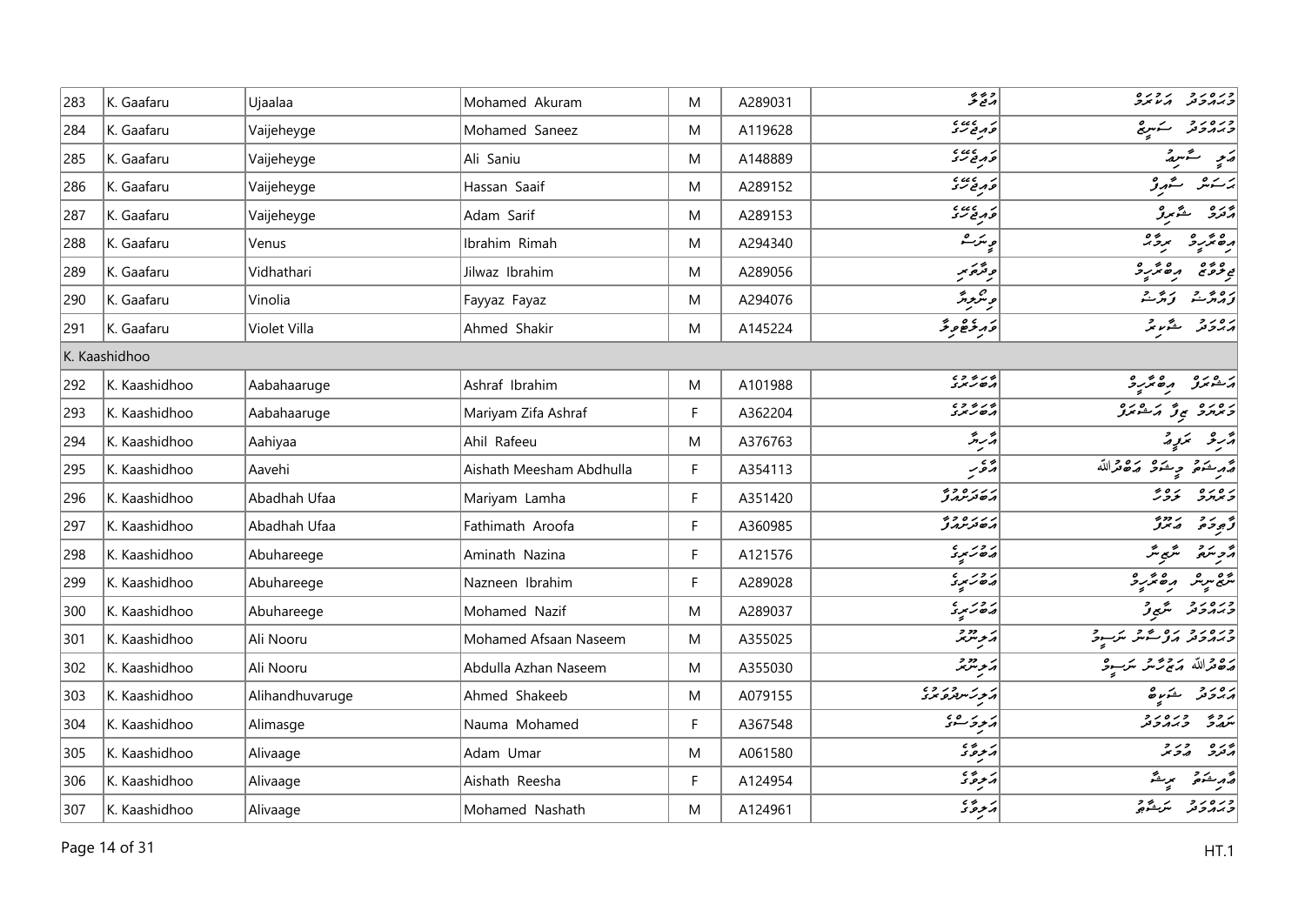| 283 | K. Gaafaru | Ujaalaa | Mohamed Akuram | M | A289031 | ޢުޖާލާ | މުޙައްމަދު އަކުރަމް |
|---|---|---|---|---|---|---|---|
| 284 | K. Gaafaru | Vaijeheyge | Mohamed Saneez | M | A119628 | ވައިޖެހޭގެ | މުޙައްމަދު ސަނީޒް |
| 285 | K. Gaafaru | Vaijeheyge | Ali Saniu | M | A148889 | ވައިޖެހޭގެ | އަލި ސާނިޢު |
| 286 | K. Gaafaru | Vaijeheyge | Hassan Saaif | M | A289152 | ވައިޖެހޭގެ | ޙަސަން ސާއިފް |
| 287 | K. Gaafaru | Vaijeheyge | Adam Sarif | M | A289153 | ވައިޖެހޭގެ | އާދަމް ޝާރިފް |
| 288 | K. Gaafaru | Venus | Ibrahim Rimah | M | A294340 | ވީނަސް | އިބްރާހީމް ރިމާހް |
| 289 | K. Gaafaru | Vidhathari | Jilwaz Ibrahim | M | A289056 | ވިދަތަރި | ޖިލްވާޒް އިބްރާހީމް |
| 290 | K. Gaafaru | Vinolia | Fayyaz Fayaz | M | A294076 | ވިނޯލިއާ | ފައްޔާޒް ފައްޔާޒް |
| 291 | K. Gaafaru | Violet Villa | Ahmed Shakir | M | A145224 | ވައިލެޓްވިލާ | އަޙްމަދު ޝާކިރު |
| K. Kaashidhoo | | | | | | | |
| 292 | K. Kaashidhoo | Aabahaaruge | Ashraf Ibrahim | M | A101988 | އާބަހާރުގެ | އަޝްރަފް އިބްރާހީމް |
| 293 | K. Kaashidhoo | Aabahaaruge | Mariyam Zifa Ashraf | F | A362204 | އާބަހާރުގެ | މަރިޔަމް ޒިފާ އަޝްރަފް |
| 294 | K. Kaashidhoo | Aahiyaa | Ahil Rafeeu | M | A376763 | އާހިޔާ | އާހިލް ރަފީޢު |
| 295 | K. Kaashidhoo | Aavehi | Aishath Meesham Abdhulla | F | A354113 | އާވެހި | އާއިޝަތު މީޝަމް އަބްދުﷲ |
| 296 | K. Kaashidhoo | Abadhah Ufaa | Mariyam Lamha | F | A351420 | އަބަދަހުއުފާ | މަރިޔަމް ލަމްހާ |
| 297 | K. Kaashidhoo | Abadhah Ufaa | Fathimath Aroofa | F | A360985 | އަބަދަހުއުފާ | ފާތިމަތު އަރޫފާ |
| 298 | K. Kaashidhoo | Abuhareege | Aminath Nazina | F | A121576 | އަބުހަރީގެ | އާމިނަތު ނާޒިނާ |
| 299 | K. Kaashidhoo | Abuhareege | Nazneen Ibrahim | F | A289028 | އަބުހަރީގެ | ނާޒްނީން އިބްރާހީމް |
| 300 | K. Kaashidhoo | Abuhareege | Mohamed Nazif | M | A289037 | އަބުހަރީގެ | މުޙައްމަދު ނާޒިފް |
| 301 | K. Kaashidhoo | Ali Nooru | Mohamed Afsaan Naseem | M | A355025 | އަލިނޫރު | މުޙައްމަދު އަފްސާން ނަސީމް |
| 302 | K. Kaashidhoo | Ali Nooru | Abdulla Azhan Naseem | M | A355030 | އަލިނޫރު | އަބްދުﷲ އަޒްހާން ނަސީމް |
| 303 | K. Kaashidhoo | Alihandhuvaruge | Ahmed Shakeeb | M | A079155 | އަލިހަނދުވަރުގެ | އަޙްމަދު ޝަކީބް |
| 304 | K. Kaashidhoo | Alimasge | Nauma Mohamed | F | A367548 | އަލިމަސްގެ | ނަޢުމާ މުޙައްމަދު |
| 305 | K. Kaashidhoo | Alivaage | Adam Umar | M | A061580 | އަލިވާގެ | އާދަމް ޢުމަރު |
| 306 | K. Kaashidhoo | Alivaage | Aishath Reesha | F | A124954 | އަލިވާގެ | އާއިޝަތު ރީޝާ |
| 307 | K. Kaashidhoo | Alivaage | Mohamed Nashath | M | A124961 | އަލިވާގެ | މުޙައްމަދު ނަޝާތު |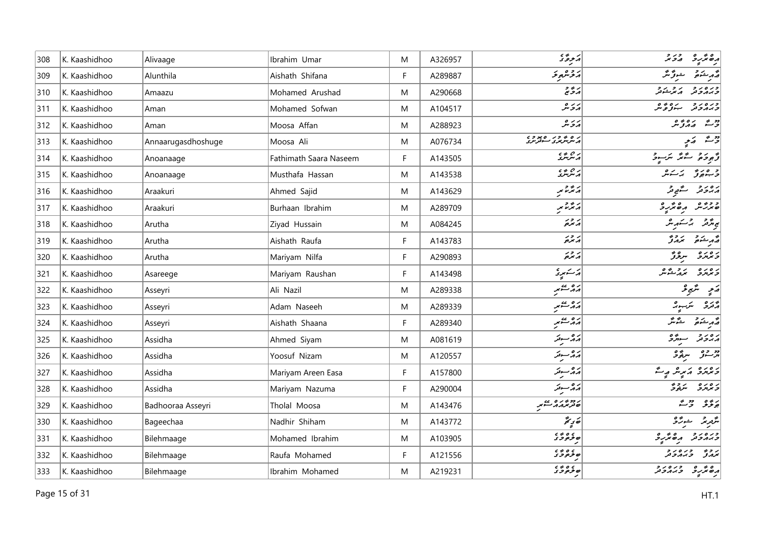| 308 | K. Kaashidhoo | Alivaage | Ibrahim Umar | M | A326957 | އަލިވާގެ | އިބްރާހީމް އުމަރު |
|---|---|---|---|---|---|---|---|
| 309 | K. Kaashidhoo | Alunthila | Aishath Shifana | F | A289887 | އަލުންތިލަ | އާއިޝަތު ޝިފާނާ |
| 310 | K. Kaashidhoo | Amaazu | Mohamed Arushad | M | A290668 | އަމާޒު | މުޙައްމަދު އަރުޝަދު |
| 311 | K. Kaashidhoo | Aman | Mohamed Sofwan | M | A104517 | އަމަން | މުޙައްމަދު ސަފްވާން |
| 312 | K. Kaashidhoo | Aman | Moosa Affan | M | A288923 | އަމަން | މޫސާ އައްފާން |
| 313 | K. Kaashidhoo | Annaarugasdhoshuge | Moosa Ali | M | A076734 | އަންނާރުގަސްދޮށުގެ | މޫސާ އަލި |
| 314 | K. Kaashidhoo | Anoanaage | Fathimath Saara Naseem | F | A143505 | އަނޯނާގެ | ފާތިމަތު ސާރާ ނަސީމް |
| 315 | K. Kaashidhoo | Anoanaage | Musthafa Hassan | M | A143538 | އަނޯނާގެ | މުސްތަފާ ހަސަން |
| 316 | K. Kaashidhoo | Araakuri | Ahmed Sajid | M | A143629 | އަރާކުރި | އަޙްމަދު ސާޖިދު |
| 317 | K. Kaashidhoo | Araakuri | Burhaan Ibrahim | M | A289709 | އަރާކުރި | ބުރުހާން އިބްރާހީމް |
| 318 | K. Kaashidhoo | Arutha | Ziyad Hussain | M | A084245 | އަރުތަ | ޒިޔާދު ހުސައިން |
| 319 | K. Kaashidhoo | Arutha | Aishath Raufa | F | A143783 | އަރުތަ | އާއިޝަތު ރައުފާ |
| 320 | K. Kaashidhoo | Arutha | Mariyam Nilfa | F | A290893 | އަރުތަ | މަރިޔަމް ނިލްފާ |
| 321 | K. Kaashidhoo | Asareege | Mariyam Raushan | F | A143498 | އަސަރީގެ | މަރިޔަމް ރައުޝަން |
| 322 | K. Kaashidhoo | Asseyri | Ali Nazil | M | A289338 | އައްސޭރި | އަލި ނާޒިލް |
| 323 | K. Kaashidhoo | Asseyri | Adam Naseeh | M | A289339 | އައްސޭރި | އާދަމް ނަސީހް |
| 324 | K. Kaashidhoo | Asseyri | Aishath Shaana | F | A289340 | އައްސޭރި | އާއިޝަތު ޝާނާ |
| 325 | K. Kaashidhoo | Assidha | Ahmed Siyam | M | A081619 | އައްސިދަ | އަޙްމަދު ސިޔާމް |
| 326 | K. Kaashidhoo | Assidha | Yoosuf Nizam | M | A120557 | އައްސިދަ | ޔޫސުފް ނިޒާމް |
| 327 | K. Kaashidhoo | Assidha | Mariyam Areen Easa | F | A157800 | އައްސިދަ | މަރިޔަމް އަރީން ޢީސާ |
| 328 | K. Kaashidhoo | Assidha | Mariyam Nazuma | F | A290004 | އައްސިދަ | މަރިޔަމް ނަޒުމާ |
| 329 | K. Kaashidhoo | Badhooraa Asseyri | Tholal Moosa | M | A143476 | ބަދޫރާއައްސޭރި | ތޮލާލް މޫސާ |
| 330 | K. Kaashidhoo | Bageechaa | Nadhir Shiham | M | A143772 | ބަގީޗާ | ނާދިރު ޝިހާމް |
| 331 | K. Kaashidhoo | Bilehmaage | Mohamed Ibrahim | M | A103905 | ބިލެހްމާގެ | މުޙައްމަދު އިބްރާހީމް |
| 332 | K. Kaashidhoo | Bilehmaage | Raufa Mohamed | F | A121556 | ބިލެހްމާގެ | ރައުފާ މުޙައްމަދު |
| 333 | K. Kaashidhoo | Bilehmaage | Ibrahim Mohamed | M | A219231 | ބިލެހްމާގެ | އިބްރާހީމް މުޙައްމަދު |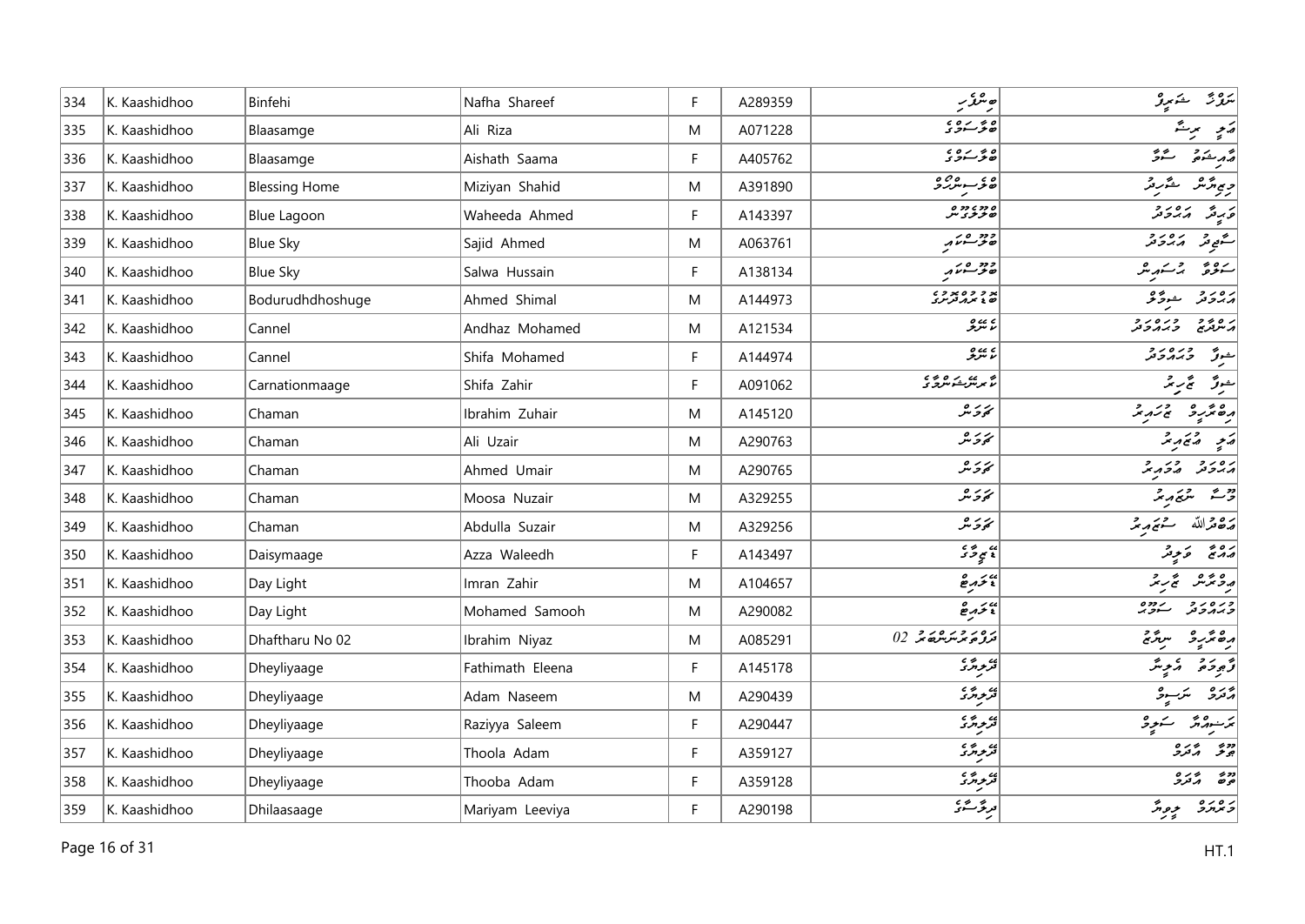| 334 | K. Kaashidhoo | Binfehi | Nafha Shareef | F | A289359 | ބިންފެހި | ނަފްހާ ޝަރީފް |
|---|---|---|---|---|---|---|---|
| 335 | K. Kaashidhoo | Blaasamge | Ali Riza | M | A071228 | ބްލާސަމްގެ | އަލީ ރިޟާ |
| 336 | K. Kaashidhoo | Blaasamge | Aishath Saama | F | A405762 | ބްލާސަމްގެ | އާއިޝަތު ސާމާ |
| 337 | K. Kaashidhoo | Blessing Home | Miziyan Shahid | M | A391890 | ބްލެސިންގހޯމް | މިޒިޔާން ޝާހިދު |
| 338 | K. Kaashidhoo | Blue Lagoon | Waheeda Ahmed | F | A143397 | ބްލޫލަގޫން | ވަހީދާ އަހްމަދު |
| 339 | K. Kaashidhoo | Blue Sky | Sajid Ahmed | M | A063761 | ބްލޫސްކައި | ސާޖިދު އަހްމަދު |
| 340 | K. Kaashidhoo | Blue Sky | Salwa Hussain | F | A138134 | ބްލޫސްކައި | ސަލްވާ ހުސައިން |
| 341 | K. Kaashidhoo | Bodurudhdhoshuge | Ahmed Shimal | M | A144973 | ބޮޑުރުއްދޮށުގެ | އަހްމަދު ޝިމާލް |
| 342 | K. Kaashidhoo | Cannel | Andhaz Mohamed | M | A121534 | ކެނެލް | އަންދާޒް މުޙައްމަދު |
| 343 | K. Kaashidhoo | Cannel | Shifa Mohamed | F | A144974 | ކެނެލް | ޝިފާ މުޙައްމަދު |
| 344 | K. Kaashidhoo | Carnationmaage | Shifa Zahir | F | A091062 | ކާނޭޝަންމާގެ | ޝިފާ ޒާހިރު |
| 345 | K. Kaashidhoo | Chaman | Ibrahim Zuhair | M | A145120 | ޗަމަން | އިބްރާހީމް ޒުހައިރު |
| 346 | K. Kaashidhoo | Chaman | Ali Uzair | M | A290763 | ޗަމަން | އަލީ އުޒައިރު |
| 347 | K. Kaashidhoo | Chaman | Ahmed Umair | M | A290765 | ޗަމަން | އަހްމަދު އުމައިރު |
| 348 | K. Kaashidhoo | Chaman | Moosa Nuzair | M | A329255 | ޗަމަން | މޫސާ ނުޒައިރު |
| 349 | K. Kaashidhoo | Chaman | Abdulla Suzair | M | A329256 | ޗަމަން | އަބްދުﷲ ސުޒައިރު |
| 350 | K. Kaashidhoo | Daisymaage | Azza Waleedh | F | A143497 | ޑޭޒީމާގެ | އައްޒާ ވަލީދު |
| 351 | K. Kaashidhoo | Day Light | Imran Zahir | M | A104657 | ޑޭލައިޓް | އިމްރާން ޒާހިރު |
| 352 | K. Kaashidhoo | Day Light | Mohamed Samooh | M | A290082 | ޑޭލައިޓް | މުޙައްމަދު ސަމޫޙު |
| 353 | K. Kaashidhoo | Dhaftharu No 02 | Ibrahim Niyaz | M | A085291 | ދަފްތަރުނަންބަރު 02 | އިބްރާހީމް ނިޔާޒު |
| 354 | K. Kaashidhoo | Dheyliyaage | Fathimath Eleena | F | A145178 | ދޭލިޔާގެ | ފާތިމަތު އެލީނާ |
| 355 | K. Kaashidhoo | Dheyliyaage | Adam Naseem | M | A290439 | ދޭލިޔާގެ | އާދަމް ނަސީމް |
| 356 | K. Kaashidhoo | Dheyliyaage | Raziyya Saleem | F | A290447 | ދޭލިޔާގެ | ރަޒިއްޔާ ސަލީމް |
| 357 | K. Kaashidhoo | Dheyliyaage | Thoola Adam | F | A359127 | ދޭލިޔާގެ | ތޫލާ އާދަމް |
| 358 | K. Kaashidhoo | Dheyliyaage | Thooba Adam | F | A359128 | ދޭލިޔާގެ | ތޫބާ އާދަމް |
| 359 | K. Kaashidhoo | Dhilaasaage | Mariyam Leeviya | F | A290198 | ދިލާސާގެ | މަރިޔަމް ލީވިޔާ |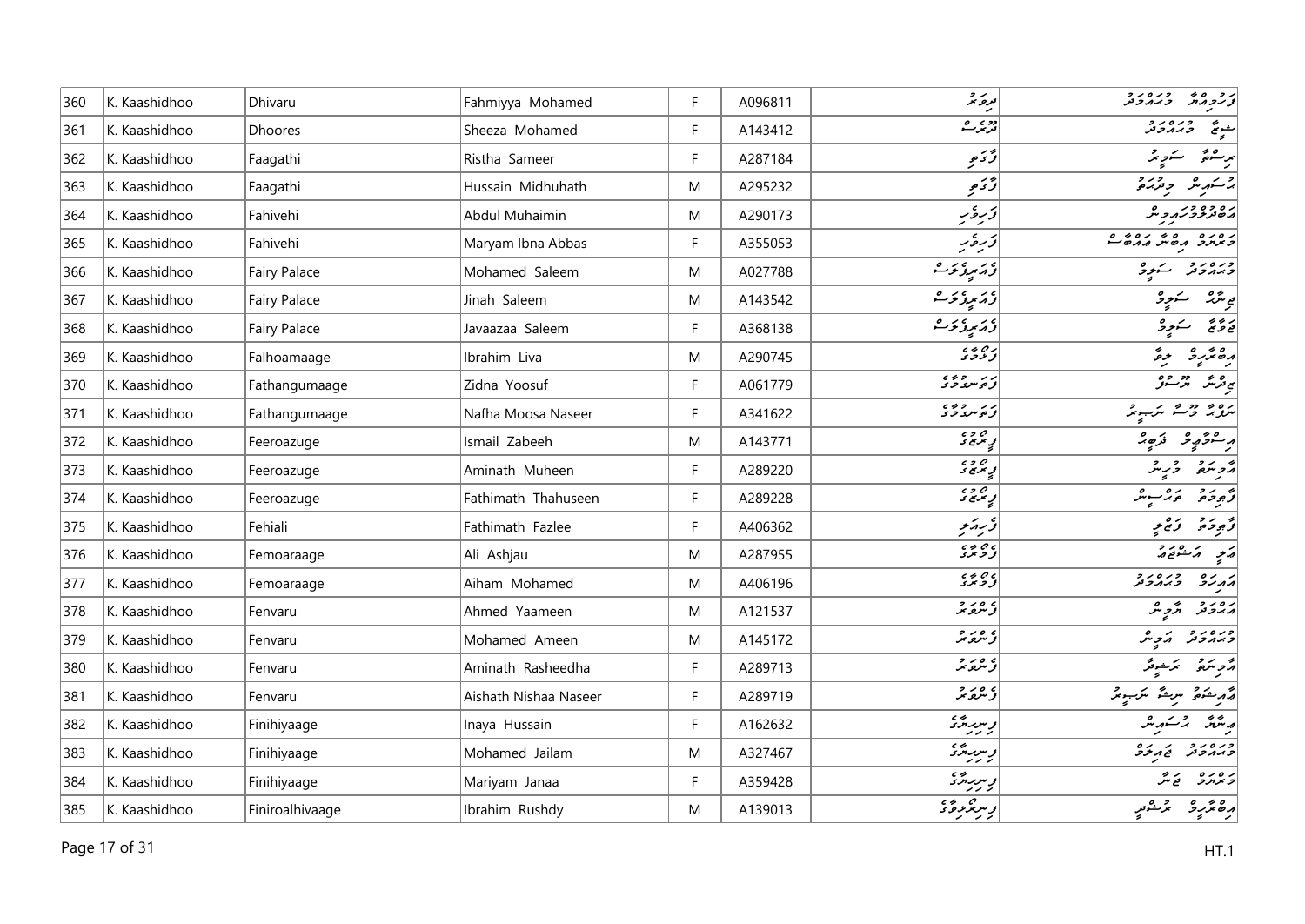| 360 | K. Kaashidhoo | Dhivaru | Fahmiyya Mohamed | F | A096811 | ދިވަރު | ފަހުމިއްޔާ މުހައްމަދު |
|---|---|---|---|---|---|---|---|
| 361 | K. Kaashidhoo | Dhoores | Sheeza Mohamed | F | A143412 | ދޫރެސް | ޝީޒާ މުހައްމަދު |
| 362 | K. Kaashidhoo | Faagathi | Ristha Sameer | F | A287184 | ފާގަތި | ރިސްތާ ސަމީރު |
| 363 | K. Kaashidhoo | Faagathi | Hussain Midhuhath | M | A295232 | ފާގަތި | ހުސައިން މިދުހަތު |
| 364 | K. Kaashidhoo | Fahivehi | Abdul Muhaimin | M | A290173 | ފަހިވެހި | އަބްދުލްމުހައިމިން |
| 365 | K. Kaashidhoo | Fahivehi | Maryam Ibna Abbas | F | A355053 | ފަހިވެހި | މަރްޔަމް އިބްނާ އައްބާސް |
| 366 | K. Kaashidhoo | Fairy Palace | Mohamed Saleem | M | A027788 | ފެއަރީޕެލަސް | މުހައްމަދު ސަލީމް |
| 367 | K. Kaashidhoo | Fairy Palace | Jinah Saleem | M | A143542 | ފެއަރީޕެލަސް | ޖިނާހް ސަލީމް |
| 368 | K. Kaashidhoo | Fairy Palace | Javaazaa Saleem | F | A368138 | ފެއަރީޕެލަސް | ޖަވާޒާ ސަލީމް |
| 369 | K. Kaashidhoo | Falhoamaage | Ibrahim Liva | M | A290745 | ފަޅޯމާގެ | އިބްރާހީމް ލިވާ |
| 370 | K. Kaashidhoo | Fathangumaage | Zidna Yoosuf | F | A061779 | ފަތަނގުމާގެ | ޒިދުނާ ޔޫސުފް |
| 371 | K. Kaashidhoo | Fathangumaage | Nafha Moosa Naseer | F | A341622 | ފަތަނގުމާގެ | ނަފްހާ މޫސާ ނަސީރު |
| 372 | K. Kaashidhoo | Feeroazuge | Ismail Zabeeh | M | A143771 | ފީރޯޒުގެ | އިސްމާއީލް ޒަބީހު |
| 373 | K. Kaashidhoo | Feeroazuge | Aminath Muheen | F | A289220 | ފީރޯޒުގެ | އާމިނަތު މުހީން |
| 374 | K. Kaashidhoo | Feeroazuge | Fathimath Thahuseen | F | A289228 | ފީރޯޒުގެ | ފާތިމަތު ތަހުސީން |
| 375 | K. Kaashidhoo | Fehiali | Fathimath Fazlee | F | A406362 | ފެހިއަލި | ފާތިމަތު ފަޟްލީ |
| 376 | K. Kaashidhoo | Femoaraage | Ali Ashjau | M | A287955 | ފެމޯރާގެ | އަލި އަޝްޖައު |
| 377 | K. Kaashidhoo | Femoaraage | Aiham Mohamed | M | A406196 | ފެމޯރާގެ | އައިހަމް މުހައްމަދު |
| 378 | K. Kaashidhoo | Fenvaru | Ahmed Yaameen | M | A121537 | ފެންވަރު | އަހުމަދު ޔާމީން |
| 379 | K. Kaashidhoo | Fenvaru | Mohamed Ameen | M | A145172 | ފެންވަރު | މުހައްމަދު އަމީން |
| 380 | K. Kaashidhoo | Fenvaru | Aminath Rasheedha | F | A289713 | ފެންވަރު | އާމިނަތު ރަޝީދާ |
| 381 | K. Kaashidhoo | Fenvaru | Aishath Nishaa Naseer | F | A289719 | ފެންވަރު | އާއިޝަތު ނިޝާ ނަސީރު |
| 382 | K. Kaashidhoo | Finihiyaage | Inaya Hussain | F | A162632 | ފިނިހިޔާގެ | އިނާޔާ ހުސައިން |
| 383 | K. Kaashidhoo | Finihiyaage | Mohamed Jailam | M | A327467 | ފިނިހިޔާގެ | މުހައްމަދު ޖައިލަމް |
| 384 | K. Kaashidhoo | Finihiyaage | Mariyam Janaa | F | A359428 | ފިނިހިޔާގެ | މަރިޔަމް ޖަނާ |
| 385 | K. Kaashidhoo | Finiroalhivaage | Ibrahim Rushdy | M | A139013 | ފިނިރޯޅިވާގެ | އިބްރާހީމް ރުޝްދީ |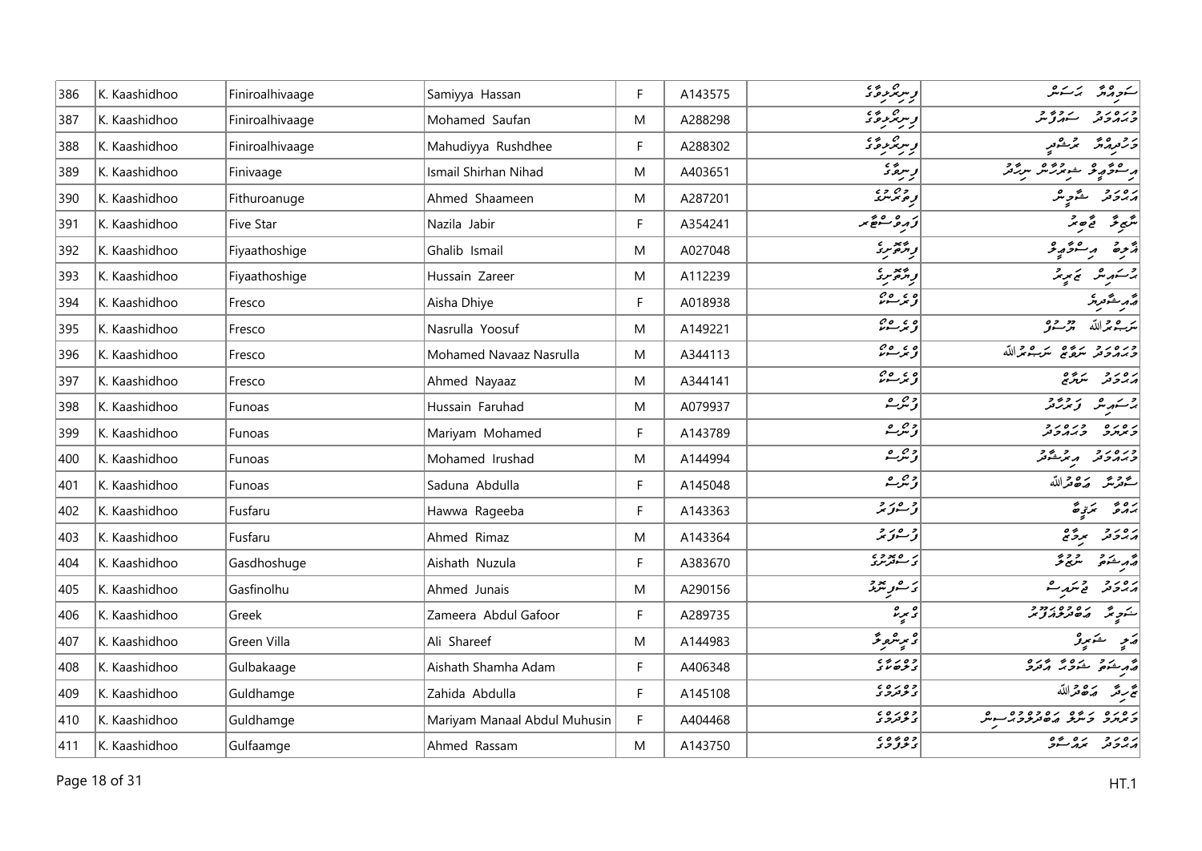| 386 | K. Kaashidhoo | Finiroalhivaage | Samiyya Hassan | F | A143575 | ވިނިރޯޅިވާގެ | ސަމިއްޔާ ޙަސަން |
|---|---|---|---|---|---|---|---|
| 387 | K. Kaashidhoo | Finiroalhivaage | Mohamed Saufan | M | A288298 | ވިނިރޯޅިވާގެ | މުޙައްމަދު ސައުފާން |
| 388 | K. Kaashidhoo | Finiroalhivaage | Mahudiyya Rushdhee | F | A288302 | ވިނިރޯޅިވާގެ | މަހުދިއްޔާ ރުޝްދީ |
| 389 | K. Kaashidhoo | Finivaage | Ismail Shirhan Nihad | M | A403651 | ފިނިވާގެ | އިސްމާޢީލް ޝިރުހާން ނިހާދު |
| 390 | K. Kaashidhoo | Fithuroanuge | Ahmed Shaameen | M | A287201 | ފިތުރޯނުގެ | އަޙްމަދު ޝާމީން |
| 391 | K. Kaashidhoo | Five Star | Nazila Jabir | F | A354241 | ފައިވްސްޓާރ | ނާޒިލާ ޖާބިރު |
| 392 | K. Kaashidhoo | Fiyaathoshige | Ghalib Ismail | M | A027048 | ފިޔާތޮށިގެ | ޣާލިބު އިސްމާޢީލް |
| 393 | K. Kaashidhoo | Fiyaathoshige | Hussain Zareer | M | A112239 | ފިޔާތޮށިގެ | ޙުސައިން ޒަރީރު |
| 394 | K. Kaashidhoo | Fresco | Aisha Dhiye | F | A018938 | ފްރެސްކޯ | ޢާއިޝާދިޔެ |
| 395 | K. Kaashidhoo | Fresco | Nasrulla Yoosuf | M | A149221 | ފްރެސްކޯ | ނަޞްރުﷲ ޔޫސުފް |
| 396 | K. Kaashidhoo | Fresco | Mohamed Navaaz Nasrulla | M | A344113 | ފްރެސްކޯ | މުޙައްމަދު ނަވާޒް ނަޞްރުﷲ |
| 397 | K. Kaashidhoo | Fresco | Ahmed Nayaaz | M | A344141 | ފްރެސްކޯ | އަޙްމަދު ނަޔާޒް |
| 398 | K. Kaashidhoo | Funoas | Hussain Faruhad | M | A079937 | ފުނޯސް | ޙުސައިން ފަރުހާދު |
| 399 | K. Kaashidhoo | Funoas | Mariyam Mohamed | F | A143789 | ފުނޯސް | މަރިޔަމް މުޙައްމަދު |
| 400 | K. Kaashidhoo | Funoas | Mohamed Irushad | M | A144994 | ފުނޯސް | މުޙައްމަދު އިރުޝާދު |
| 401 | K. Kaashidhoo | Funoas | Saduna Abdulla | F | A145048 | ފުނޯސް | ސަދުނާ އަބްދުﷲ |
| 402 | K. Kaashidhoo | Fusfaru | Hawwa Rageeba | F | A143363 | ފުސްފަރު | ހައްވާ ރަޤީބާ |
| 403 | K. Kaashidhoo | Fusfaru | Ahmed Rimaz | M | A143364 | ފުސްފަރު | އަޙްމަދު ރިމާޒް |
| 404 | K. Kaashidhoo | Gasdhoshuge | Aishath Nuzula | F | A383670 | ގަސްދޮށުގެ | އައިޝަތު ނުޒުލާ |
| 405 | K. Kaashidhoo | Gasfinolhu | Ahmed Junais | M | A290156 | ގަސްފިނޮޅު | އަޙްމަދު ޖުނައިސް |
| 406 | K. Kaashidhoo | Greek | Zameera Abdul Gafoor | F | A289735 | ގްރީކް | ޒަމީރާ އަބްދުލްޣަފޫރު |
| 407 | K. Kaashidhoo | Green Villa | Ali Shareef | M | A144983 | ގްރީންވިލާ | އަލި ޝަރީފް |
| 408 | K. Kaashidhoo | Gulbakaage | Aishath Shamha Adam | F | A406348 | ގުލްބަކާގެ | އައިޝަތު ޝަމްހާ އާދަމް |
| 409 | K. Kaashidhoo | Guldhamge | Zahida Abdulla | F | A145108 | ގުލްދަމްގެ | ޒާހިދާ އަބްދުﷲ |
| 410 | K. Kaashidhoo | Guldhamge | Mariyam Manaal Abdul Muhusin | F | A404468 | ގުލްދަމްގެ | މަރިޔަމް މަނާލް އަބްދުލްމުޙުސިން |
| 411 | K. Kaashidhoo | Gulfaamge | Ahmed Rassam | M | A143750 | ގުލްފާމްގެ | އަޙްމަދު ރައްސާމް |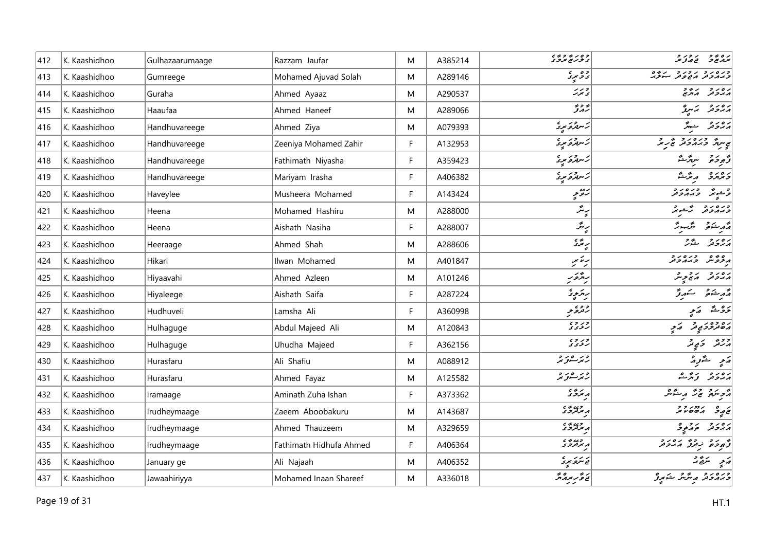| 412 | K. Kaashidhoo | Gulhazaarumaage | Razzam Jaufar | M | A385214 | ގުޅަޒާރުމާގެ | ރައްޒާމް ޖައުފަރު |
|---|---|---|---|---|---|---|---|
| 413 | K. Kaashidhoo | Gumreege | Mohamed Ajuvad Solah | M | A289146 | ގުމްރީގެ | މުހައްމަދު އަޖުވަދު ސަލާހް |
| 414 | K. Kaashidhoo | Guraha | Ahmed Ayaaz | M | A290537 | ގުރަހަ | އަހްމަދު އަޔާޒް |
| 415 | K. Kaashidhoo | Haaufaa | Ahmed Haneef | M | A289066 | ހާއުފާ | އަހްމަދު ހަނީފް |
| 416 | K. Kaashidhoo | Handhuvareege | Ahmed Ziya | M | A079393 | ހަނދުވަރީގެ | އަހްމަދު ޒިޔާ |
| 417 | K. Kaashidhoo | Handhuvareege | Zeeniya Mohamed Zahir | F | A132953 | ހަނދުވަރީގެ | ޒީނިޔާ މުހައްމަދު ޒާހިރު |
| 418 | K. Kaashidhoo | Handhuvareege | Fathimath Niyasha | F | A359423 | ހަނދުވަރީގެ | ފާތިމަތު ނިޔާޝާ |
| 419 | K. Kaashidhoo | Handhuvareege | Mariyam Irasha | F | A406382 | ހަނދުވަރީގެ | މަރިޔަމް އިރާޝާ |
| 420 | K. Kaashidhoo | Haveylee | Musheera Mohamed | F | A143424 | ހަވޭލީ | މުޝީރާ މުހައްމަދު |
| 421 | K. Kaashidhoo | Heena | Mohamed Hashiru | M | A288000 | ހީނާ | މުހައްމަދު ހާޝިރު |
| 422 | K. Kaashidhoo | Heena | Aishath Nasiha | F | A288007 | ހީނާ | އައިޝަތު ނާސިހާ |
| 423 | K. Kaashidhoo | Heeraage | Ahmed Shah | M | A288606 | ހީރާގެ | އަހްމަދު ޝާހް |
| 424 | K. Kaashidhoo | Hikari | Ilwan Mohamed | M | A401847 | ހިކަރި | އިލްވާން މުހައްމަދު |
| 425 | K. Kaashidhoo | Hiyaavahi | Ahmed Azleen | M | A101246 | ހިޔާވަހި | އަހްމަދު އަޒްލީން |
| 426 | K. Kaashidhoo | Hiyaleege | Aishath Saifa | F | A287224 | ހިޔަލީގެ | އައިޝަތު ސައިފާ |
| 427 | K. Kaashidhoo | Hudhuveli | Lamsha Ali | F | A360998 | ހުދުވެލި | ލަމްޝާ އަލި |
| 428 | K. Kaashidhoo | Hulhaguge | Abdul Majeed Ali | M | A120843 | ހުޅަގުގެ | އަބްދުލްމަޖީދު އަލި |
| 429 | K. Kaashidhoo | Hulhaguge | Uhudha Majeed | F | A362156 | ހުޅަގުގެ | އުހުދާ މަޖީދު |
| 430 | K. Kaashidhoo | Hurasfaru | Ali Shafiu | M | A088912 | ހުރަސްފަރު | އަލި ޝާފިއު |
| 431 | K. Kaashidhoo | Hurasfaru | Ahmed Fayaz | M | A125582 | ހުރަސްފަރު | އަހްމަދު ފަޔާޒް |
| 432 | K. Kaashidhoo | Iramaage | Aminath Zuha Ishan | F | A373362 | އިރަމާގެ | އާމިނަތު ޒުހާ އިޝާން |
| 433 | K. Kaashidhoo | Irudheymaage | Zaeem Aboobakuru | M | A143687 | އިރުދޭމާގެ | ޒައީމް އަބޫބަކުރު |
| 434 | K. Kaashidhoo | Irudheymaage | Ahmed Thauzeem | M | A329659 | އިރުދޭމާގެ | އަހްމަދު ތައުޒީމް |
| 435 | K. Kaashidhoo | Irudheymaage | Fathimath Hidhufa Ahmed | F | A406364 | އިރުދޭމާގެ | ފާތިމަތު ހިދުފާ އަހްމަދު |
| 436 | K. Kaashidhoo | January ge | Ali Najaah | M | A406352 | ޖަނަވަރީގެ | އަލި ނަޖާހު |
| 437 | K. Kaashidhoo | Jawaahiriyya | Mohamed Inaan Shareef | M | A336018 | ޖަވާހިރިއްޔާ | މުހައްމަދު އިނާން ޝަރީފް |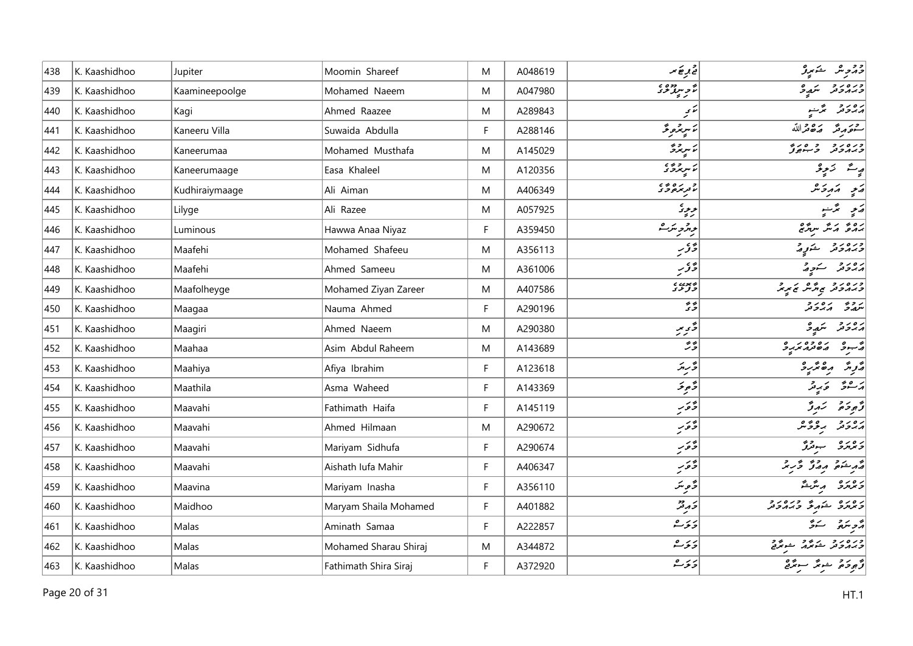| 438 | K. Kaashidhoo | Jupiter | Moomin Shareef | M | A048619 | ޖުޕިޓަރ | މޫމިން ޝަރީފް |
|---|---|---|---|---|---|---|---|
| 439 | K. Kaashidhoo | Kaamineepoolge | Mohamed Naeem | M | A047980 | ކާމިނީޕޫލްގެ | މުހައްމަދު ނައީމް |
| 440 | K. Kaashidhoo | Kagi | Ahmed Raazee | M | A289843 | ކަގި | އަޙްމަދު ރާޒީ |
| 441 | K. Kaashidhoo | Kaneeru Villa | Suwaida Abdulla | F | A288146 | ކަނީރުވިލާ | ސުވައިދާ އަބްދުﷲ |
| 442 | K. Kaashidhoo | Kaneerumaa | Mohamed Musthafa | M | A145029 | ކަނީރުމާ | މުހައްމަދު މުސްތަފާ |
| 443 | K. Kaashidhoo | Kaneerumaage | Easa Khaleel | M | A120356 | ކަނީރުމާގެ | ޢީސާ ޚަލީލް |
| 444 | K. Kaashidhoo | Kudhiraiymaage | Ali Aiman | M | A406349 | ކުދިރައްމާގެ | އަލި އައިމަން |
| 445 | K. Kaashidhoo | Lilyge | Ali Razee | M | A057925 | ލިލީގެ | އަލި ރާޒީ |
| 446 | K. Kaashidhoo | Luminous | Hawwa Anaa Niyaz | F | A359450 | ލުމިނަސް | ހައްވާ އަނާ ނިޔާޒް |
| 447 | K. Kaashidhoo | Maafehi | Mohamed Shafeeu | M | A356113 | މާފެހި | މުހައްމަދު ޝަފީޢު |
| 448 | K. Kaashidhoo | Maafehi | Ahmed Sameeu | M | A361006 | މާފެހި | އަޙްމަދު ސަމީޢު |
| 449 | K. Kaashidhoo | Maafolheyge | Mohamed Ziyan Zareer | M | A407586 | މާފޮޅޭގެ | މުހައްމަދު ޒިޔާން ޒަރީރު |
| 450 | K. Kaashidhoo | Maagaa | Nauma Ahmed | F | A290196 | މާގާ | ނައުމާ އަޙްމަދު |
| 451 | K. Kaashidhoo | Maagiri | Ahmed Naeem | M | A290380 | މާގިރި | އަޙްމަދު ނައީމް |
| 452 | K. Kaashidhoo | Maahaa | Asim Abdul Raheem | M | A143689 | މާހާ | އާސިމް އަބްދުއްރަޙީމް |
| 453 | K. Kaashidhoo | Maahiya | Afiya Ibrahim | F | A123618 | މާހިޔާ | އާފިޔާ އިބްރާހިމް |
| 454 | K. Kaashidhoo | Maathila | Asma Waheed | F | A143369 | މާތިލަ | އަސްމާ ވަޙީދު |
| 455 | K. Kaashidhoo | Maavahi | Fathimath Haifa | F | A145119 | މާވަހި | ފާތިމަތު ހައިފާ |
| 456 | K. Kaashidhoo | Maavahi | Ahmed Hilmaan | M | A290672 | މާވަހި | އަޙްމަދު ހިލްމާން |
| 457 | K. Kaashidhoo | Maavahi | Mariyam Sidhufa | F | A290674 | މާވަހި | މަރިޔަމް ސިދުފާ |
| 458 | K. Kaashidhoo | Maavahi | Aishath Iufa Mahir | F | A406347 | މާވަހި | އާއިޝަތު އިއުފާ މާހިރު |
| 459 | K. Kaashidhoo | Maavina | Mariyam Inasha | F | A356110 | މާވިނަ | މަރިޔަމް އިނާޝާ |
| 460 | K. Kaashidhoo | Maidhoo | Maryam Shaila Mohamed | F | A401882 | މައިދޫ | މަރްޔަމް ޝައިލާ މުހައްމަދު |
| 461 | K. Kaashidhoo | Malas | Aminath Samaa | F | A222857 | މަލަސް | އާމިނަތު ސަމާ |
| 462 | K. Kaashidhoo | Malas | Mohamed Sharau Shiraj | M | A344872 | މަލަސް | މުހައްމަދު ޝަރަޢު ޝިރާޖު |
| 463 | K. Kaashidhoo | Malas | Fathimath Shira Siraj | F | A372920 | މަލަސް | ފާތިމަތު ޝިރާ ސިރާޖު |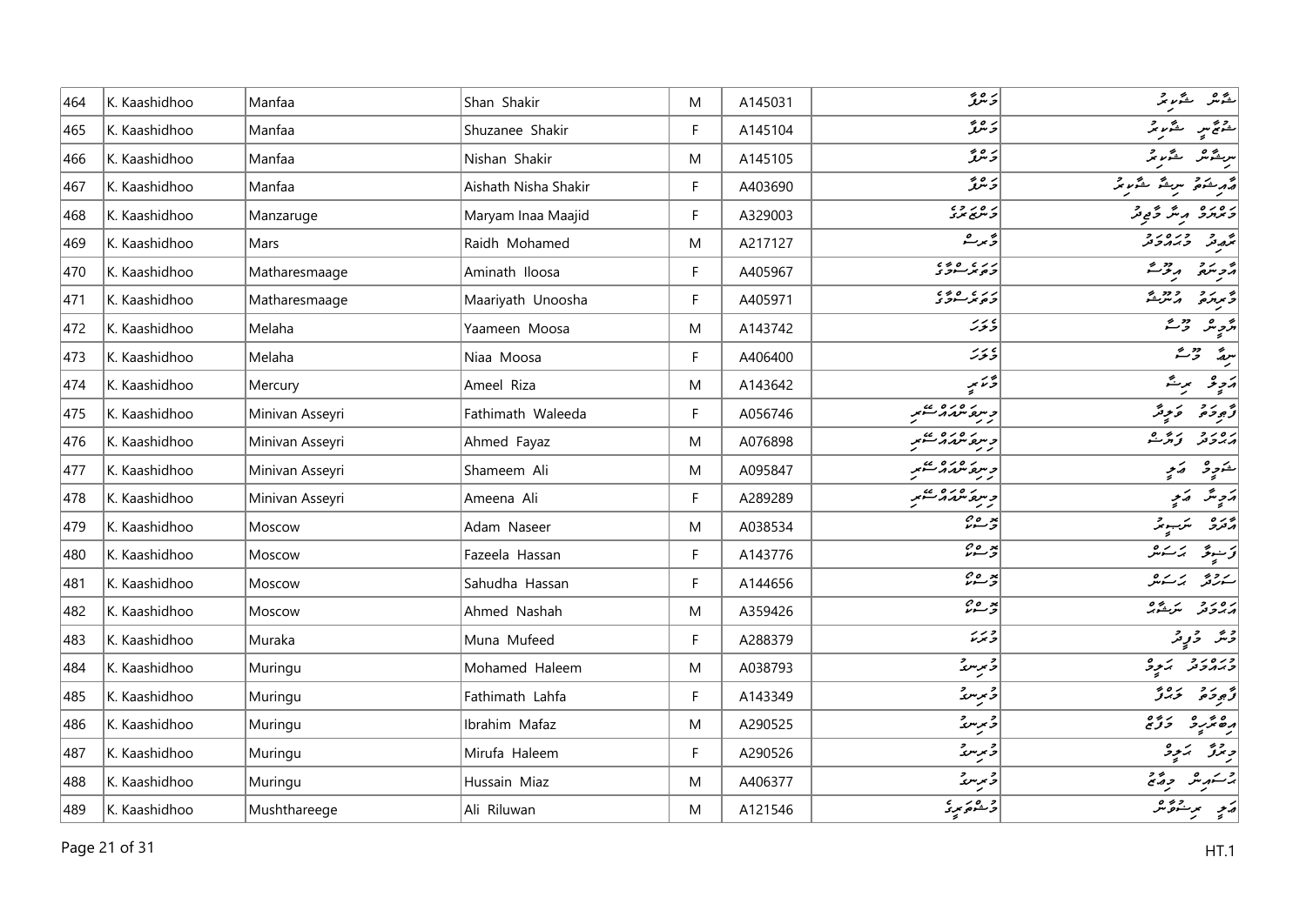| 464 | K. Kaashidhoo | Manfaa | Shan Shakir | M | A145031 | ޑަންފާ | ޝާން ޝާކިރު |
|---|---|---|---|---|---|---|---|
| 465 | K. Kaashidhoo | Manfaa | Shuzanee Shakir | F | A145104 | ޑަންފާ | ޝުޒާނީ ޝާކިރު |
| 466 | K. Kaashidhoo | Manfaa | Nishan Shakir | M | A145105 | ޑަންފާ | ނިޝާން ޝާކިރު |
| 467 | K. Kaashidhoo | Manfaa | Aishath Nisha Shakir | F | A403690 | ޑަންފާ | އައިޝަތު ނިޝާ ޝާކިރު |
| 468 | K. Kaashidhoo | Manzaruge | Maryam Inaa Maajid | F | A329003 | މަންޒަރުގެ | މަރްޔަމް އިނާ މާޖިދު |
| 469 | K. Kaashidhoo | Mars | Raidh Mohamed | M | A217127 | މާރސް | ރާއިދު މުޙައްމަދު |
| 470 | K. Kaashidhoo | Matharesmaage | Aminath Iloosa | F | A405967 | މަތަރެސްމާގެ | އާމިނަތު އިލޫސާ |
| 471 | K. Kaashidhoo | Matharesmaage | Maariyath Unoosha | F | A405971 | މަތަރެސްމާގެ | މާރިޔަތު އުނޫޝާ |
| 472 | K. Kaashidhoo | Melaha | Yaameen Moosa | M | A143742 | މެލަހަ | ޔާމީން މޫސާ |
| 473 | K. Kaashidhoo | Melaha | Niaa Moosa | F | A406400 | މެލަހަ | ނިޢާ މޫސާ |
| 474 | K. Kaashidhoo | Mercury | Ameel Riza | M | A143642 | މާކިއުރީ | އަމީލް ރިޟާ |
| 475 | K. Kaashidhoo | Minivan Asseyri | Fathimath Waleeda | F | A056746 | މިނިވަން އައްސޭރި | ފާތިމަތު ވަލީދާ |
| 476 | K. Kaashidhoo | Minivan Asseyri | Ahmed Fayaz | M | A076898 | މިނިވަން އައްސޭރި | އަޙްމަދު ފައްޔާޒް |
| 477 | K. Kaashidhoo | Minivan Asseyri | Shameem Ali | M | A095847 | މިނިވަން އައްސޭރި | ޝަމީމް އަލި |
| 478 | K. Kaashidhoo | Minivan Asseyri | Ameena Ali | F | A289289 | މިނިވަން އައްސޭރި | އަމީނާ އަލި |
| 479 | K. Kaashidhoo | Moscow | Adam Naseer | M | A038534 | މޮސްކޯ | އާދަމް ނަސީރު |
| 480 | K. Kaashidhoo | Moscow | Fazeela Hassan | F | A143776 | މޮސްކޯ | ފަޟީލާ ޙަސަން |
| 481 | K. Kaashidhoo | Moscow | Sahudha Hassan | F | A144656 | މޮސްކޯ | ސަހުދާ ޙަސަން |
| 482 | K. Kaashidhoo | Moscow | Ahmed Nashah | M | A359426 | މޮސްކޯ | އަޙްމަދު ނަޝާޙް |
| 483 | K. Kaashidhoo | Muraka | Muna Mufeed | F | A288379 | މުރަކަ | މުނާ މުފީދު |
| 484 | K. Kaashidhoo | Muringu | Mohamed Haleem | M | A038793 | މުރިނގު | މުޙައްމަދު ހަލީމް |
| 485 | K. Kaashidhoo | Muringu | Fathimath Lahfa | F | A143349 | މުރިނގު | ފާތިމަތު ލަހްފާ |
| 486 | K. Kaashidhoo | Muringu | Ibrahim Mafaz | M | A290525 | މުރިނގު | އިބްރާހީމް މަފާޒް |
| 487 | K. Kaashidhoo | Muringu | Mirufa Haleem | F | A290526 | މުރިނގު | މިރުފާ ހަލީމް |
| 488 | K. Kaashidhoo | Muringu | Hussain Miaz | M | A406377 | މުރިނގު | ހުސައިން މިޢާޒް |
| 489 | K. Kaashidhoo | Mushthareege | Ali Riluwan | M | A121546 | މުޝްތަރީގެ | އަލި ރިޟުވާން |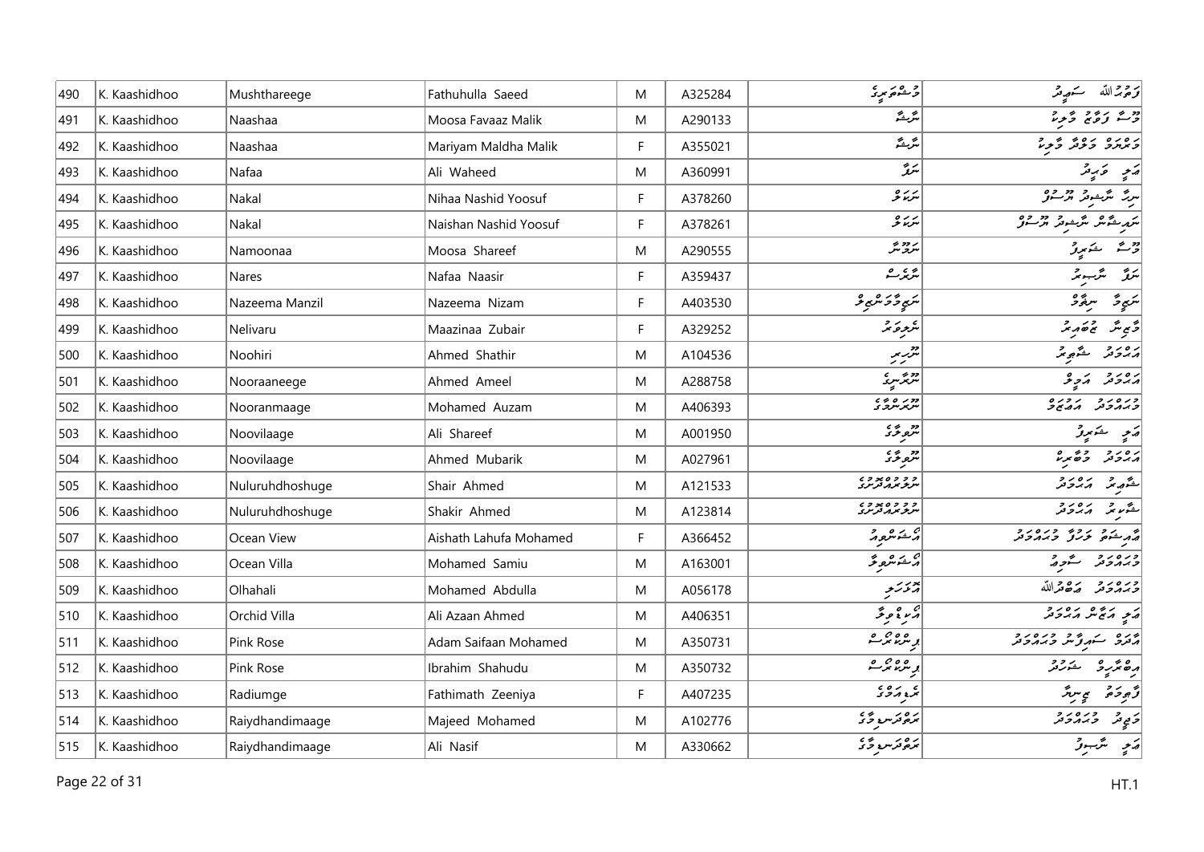| 490 | K. Kaashidhoo | Mushthareege | Fathuhulla Saeed | M | A325284 | ދުށްތަރީގެ | ފަތުހުﷲ ސައީދު |
|---|---|---|---|---|---|---|---|
| 491 | K. Kaashidhoo | Naashaa | Moosa Favaaz Malik | M | A290133 | ނާޝާ | މޫސާ ފަވާޒު މާލިކު |
| 492 | K. Kaashidhoo | Naashaa | Mariyam Maldha Malik | F | A355021 | ނާޝާ | މަރިޔަމް މަލްދާ މާލިކު |
| 493 | K. Kaashidhoo | Nafaa | Ali Waheed | M | A360991 | ނަފާ | ޢަލި ވަޙީދު |
| 494 | K. Kaashidhoo | Nakal | Nihaa Nashid Yoosuf | F | A378260 | ނަކަލް | ނިހާ ނާޝިދު ޔޫސުފް |
| 495 | K. Kaashidhoo | Nakal | Naishan Nashid Yoosuf | F | A378261 | ނަކަލް | ނައިޝާން ނާޝިދު ޔޫސުފް |
| 496 | K. Kaashidhoo | Namoonaa | Moosa Shareef | M | A290555 | ނަމޫނާ | މޫސާ ޝަރީފު |
| 497 | K. Kaashidhoo | Nares | Nafaa Naasir | F | A359437 | ނާރެސް | ނަފާ ނާސިރު |
| 498 | K. Kaashidhoo | Nazeema Manzil | Nazeema Nizam | F | A403530 | ނަޒީމާމަންޒިލް | ނަޒީމާ ނިޒާމް |
| 499 | K. Kaashidhoo | Nelivaru | Maazinaa Zubair | F | A329252 | ނެލިވަރު | މާޒިނާ ޒުބައިރު |
| 500 | K. Kaashidhoo | Noohiri | Ahmed Shathir | M | A104536 | ނޫހިރި | އަޙްމަދު ޝާތިރު |
| 501 | K. Kaashidhoo | Nooraaneege | Ahmed Ameel | M | A288758 | ނޫރާނީގެ | އަޙްމަދު އަމީލް |
| 502 | K. Kaashidhoo | Nooranmaage | Mohamed Auzam | M | A406393 | ނޫރަންމާގެ | މުޙައްމަދު އައުޒަމް |
| 503 | K. Kaashidhoo | Noovilaage | Ali Shareef | M | A001950 | ނޫވިލާގެ | ޢަލި ޝަރީފު |
| 504 | K. Kaashidhoo | Noovilaage | Ahmed Mubarik | M | A027961 | ނޫވިލާގެ | އަޙްމަދު މުބާރިކް |
| 505 | K. Kaashidhoo | Nuluruhdhoshuge | Shair Ahmed | M | A121533 | ނުލުރުއްދޮށުގެ | ޝާއިރު އަޙްމަދު |
| 506 | K. Kaashidhoo | Nuluruhdhoshuge | Shakir Ahmed | M | A123814 | ނުލުރުއްދޮށުގެ | ޝާކިރު އަޙްމަދު |
| 507 | K. Kaashidhoo | Ocean View | Aishath Lahufa Mohamed | F | A366452 | އޯޝަންވިއު | އައިޝަތު ލަހުފާ މުޙައްމަދު |
| 508 | K. Kaashidhoo | Ocean Villa | Mohamed Samiu | M | A163001 | އޯޝަންވިލާ | މުޙައްމަދު ސާމިޢު |
| 509 | K. Kaashidhoo | Olhahali | Mohamed Abdulla | M | A056178 | އޮޅަހަލި | މުޙައްމަދު ޢަބްދުﷲ |
| 510 | K. Kaashidhoo | Orchid Villa | Ali Azaan Ahmed | M | A406351 | އޯކިޑްވިލާ | ޢަލި އަޒާން އަޙްމަދު |
| 511 | K. Kaashidhoo | Pink Rose | Adam Saifaan Mohamed | M | A350731 | ޕިންކްރޯސް | އާދަމް ސައިފާން މުޙައްމަދު |
| 512 | K. Kaashidhoo | Pink Rose | Ibrahim Shahudu | M | A350732 | ޕިންކްރޯސް | އިބްރާހިމް ޝަހުދު |
| 513 | K. Kaashidhoo | Radiumge | Fathimath Zeeniya | F | A407235 | ރޭޑިއަމްގެ | ފާތިމަތު ޒީނިޔާ |
| 514 | K. Kaashidhoo | Raiydhandimaage | Majeed Mohamed | M | A102776 | ރަތްދަނދިމާގެ | މަޖީދު މުޙައްމަދު |
| 515 | K. Kaashidhoo | Raiydhandimaage | Ali Nasif | M | A330662 | ރަތްދަނދިމާގެ | ޢަލި ނާސިފު |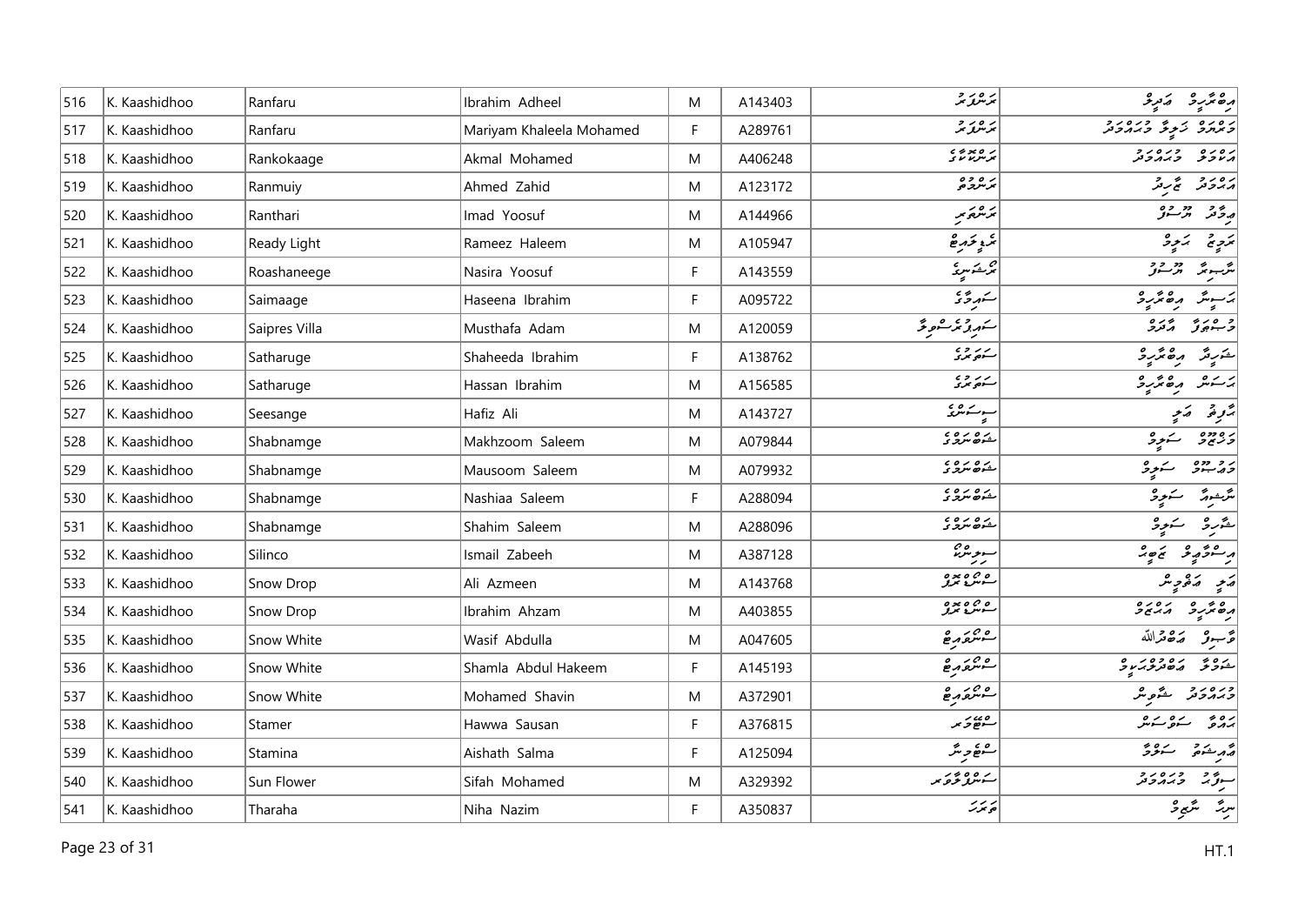| 516 | K. Kaashidhoo | Ranfaru | Ibrahim Adheel | M | A143403 | ރަންފަރު | އިބްރާހީމް އަދީލް |
|---|---|---|---|---|---|---|---|
| 517 | K. Kaashidhoo | Ranfaru | Mariyam Khaleela Mohamed | F | A289761 | ރަންފަރު | މަރިޔަމް ޚަލީލާ މުޙައްމަދު |
| 518 | K. Kaashidhoo | Rankokaage | Akmal Mohamed | M | A406248 | ރަންކޮކާގެ | އަކްމަލް މުޙައްމަދު |
| 519 | K. Kaashidhoo | Ranmuiy | Ahmed Zahid | M | A123172 | ރަންމުއި | އަޙްމަދު ޒާހިދު |
| 520 | K. Kaashidhoo | Ranthari | Imad Yoosuf | M | A144966 | ރަންތަރި | އިމާދު ޔޫސުފް |
| 521 | K. Kaashidhoo | Ready Light | Rameez Haleem | M | A105947 | ރެޑީލައިޓް | ރަމީޒް ހަލީމް |
| 522 | K. Kaashidhoo | Roashaneege | Nasira Yoosuf | F | A143559 | ރޯޝަނީގެ | ނާސިރާ ޔޫސުފް |
| 523 | K. Kaashidhoo | Saimaage | Haseena Ibrahim | F | A095722 | ސައިމާގެ | ހަސީނާ އިބްރާހީމް |
| 524 | K. Kaashidhoo | Saipres Villa | Musthafa Adam | M | A120059 | ސައިޕްރެސްވިލާ | މުސްތަފާ އާދަމް |
| 525 | K. Kaashidhoo | Satharuge | Shaheeda Ibrahim | F | A138762 | ސަތަރުގެ | ޝަހީދާ އިބްރާހީމް |
| 526 | K. Kaashidhoo | Satharuge | Hassan Ibrahim | M | A156585 | ސަތަރުގެ | ހަސަން އިބްރާހީމް |
| 527 | K. Kaashidhoo | Seesange | Hafiz Ali | M | A143727 | ސީސަންގެ | ހާފިޒު އަލި |
| 528 | K. Kaashidhoo | Shabnamge | Makhzoom Saleem | M | A079844 | ޝަބްނަމްގެ | މަޚްޒޫމް ސަލީމް |
| 529 | K. Kaashidhoo | Shabnamge | Mausoom Saleem | M | A079932 | ޝަބްނަމްގެ | މައުސޫމް ސަލީމް |
| 530 | K. Kaashidhoo | Shabnamge | Nashiaa Saleem | F | A288094 | ޝަބްނަމްގެ | ނާޝިޢާ ސަލީމް |
| 531 | K. Kaashidhoo | Shabnamge | Shahim Saleem | M | A288096 | ޝަބްނަމްގެ | ޝާހިމް ސަލީމް |
| 532 | K. Kaashidhoo | Silinco | Ismail Zabeeh | M | A387128 | ސިލިންކޯ | އިސްމާއީލް ޒަބީޙް |
| 533 | K. Kaashidhoo | Snow Drop | Ali Azmeen | M | A143768 | ސްނޯޑްރޮޕް | އަލި އަޒްމީން |
| 534 | K. Kaashidhoo | Snow Drop | Ibrahim Ahzam | M | A403855 | ސްނޯޑްރޮޕް | އިބްރާހީމް އަޙްޒަމް |
| 535 | K. Kaashidhoo | Snow White | Wasif Abdulla | M | A047605 | ސްނޯވައިޓް | ވާސިފް އަބްދުﷲ |
| 536 | K. Kaashidhoo | Snow White | Shamla Abdul Hakeem | F | A145193 | ސްނޯވައިޓް | ޝަމްލާ އަބްދުލްޙަކީމް |
| 537 | K. Kaashidhoo | Snow White | Mohamed Shavin | M | A372901 | ސްނޯވައިޓް | މުޙައްމަދު ޝާވިން |
| 538 | K. Kaashidhoo | Stamer | Hawwa Sausan | F | A376815 | ސްޓީމަރ | ހައްވާ ސައުސަން |
| 539 | K. Kaashidhoo | Stamina | Aishath Salma | F | A125094 | ސްޓެމިނާ | އާއިޝަތު ސަލްމާ |
| 540 | K. Kaashidhoo | Sun Flower | Sifah Mohamed | M | A329392 | ސަންފްލަވަރ | ސިފާހު މުޙައްމަދު |
| 541 | K. Kaashidhoo | Tharaha | Niha Nazim | F | A350837 | ތަރަހަ | ނިހާ ނާޒިމް |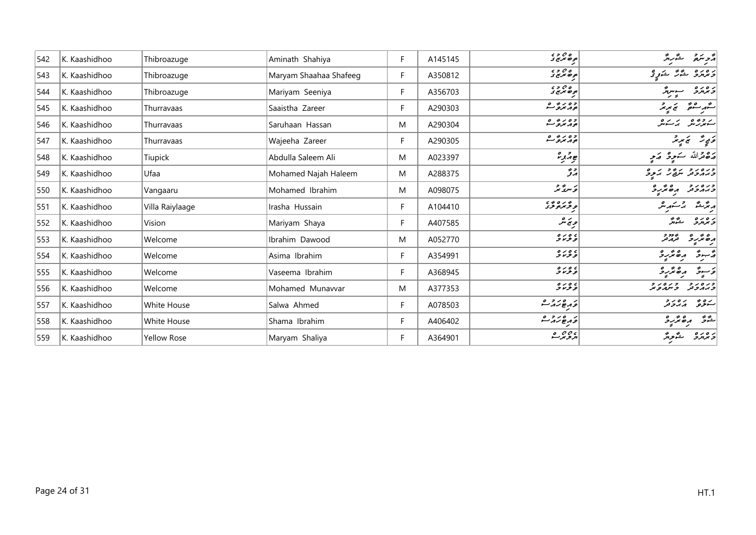| 542 | K. Kaashidhoo | Thibroazuge | Aminath Shahiya | F | A145145 | ޓިބްރޯޒުގެ | އާމިނަތު ޝާހިޔާ |
|---|---|---|---|---|---|---|---|
| 543 | K. Kaashidhoo | Thibroazuge | Maryam Shaahaa Shafeeg | F | A350812 | ޓިބްރޯޒުގެ | މަރިޔަމް ޝާހާ ޝަފީގު |
| 544 | K. Kaashidhoo | Thibroazuge | Mariyam Seeniya | F | A356703 | ޓިބްރޯޒުގެ | މަރިޔަމް ސީނިޔާ |
| 545 | K. Kaashidhoo | Thurravaas | Saaistha Zareer | F | A290303 | ތުއްރަވާސް | ސާއިސްތާ ޒަރީރު |
| 546 | K. Kaashidhoo | Thurravaas | Saruhaan Hassan | M | A290304 | ތުއްރަވާސް | ސަރުހާން ހަސަން |
| 547 | K. Kaashidhoo | Thurravaas | Wajeeha Zareer | F | A290305 | ތުއްރަވާސް | ވަޖީހާ ޒަރީރު |
| 548 | K. Kaashidhoo | Tiupick | Abdulla Saleem Ali | M | A023397 | ޓިއުޕިކް | އަބްދުﷲ ސަލީމް އަލި |
| 549 | K. Kaashidhoo | Ufaa | Mohamed Najah Haleem | M | A288375 | އުފާ | މުހައްމަދު ނަޖާހު ހަލީމް |
| 550 | K. Kaashidhoo | Vangaaru | Mohamed Ibrahim | M | A098075 | ވަނގާރު | މުހައްމަދު އިބްރާހީމް |
| 551 | K. Kaashidhoo | Villa Raiylaage | Irasha Hussain | F | A104410 | ވިލަރައްޔާގެ | އިރާޝާ ހުސައިން |
| 552 | K. Kaashidhoo | Vision | Mariyam Shaya | F | A407585 | ވިޜަން | މަރިޔަމް ޝާޔާ |
| 553 | K. Kaashidhoo | Welcome | Ibrahim Dawood | M | A052770 | ވެލްކަމް | އިބްރާހީމް ދާއޫދު |
| 554 | K. Kaashidhoo | Welcome | Asima Ibrahim | F | A354991 | ވެލްކަމް | އާސިމާ އިބްރާހީމް |
| 555 | K. Kaashidhoo | Welcome | Vaseema Ibrahim | F | A368945 | ވެލްކަމް | ވަސީމާ އިބްރާހީމް |
| 556 | K. Kaashidhoo | Welcome | Mohamed Munavvar | M | A377353 | ވެލްކަމް | މުހައްމަދު މުނައްވަރު |
| 557 | K. Kaashidhoo | White House | Salwa Ahmed | F | A078503 | ވައިޓްހައުސް | ސަލްވާ އަޙްމަދު |
| 558 | K. Kaashidhoo | White House | Shama Ibrahim | F | A406402 | ވައިޓްހައުސް | ޝަމާ އިބްރާހީމް |
| 559 | K. Kaashidhoo | Yellow Rose | Maryam Shaliya | F | A364901 | ޔެލޯރޯސް | މަރިޔަމް ޝާލިޔާ |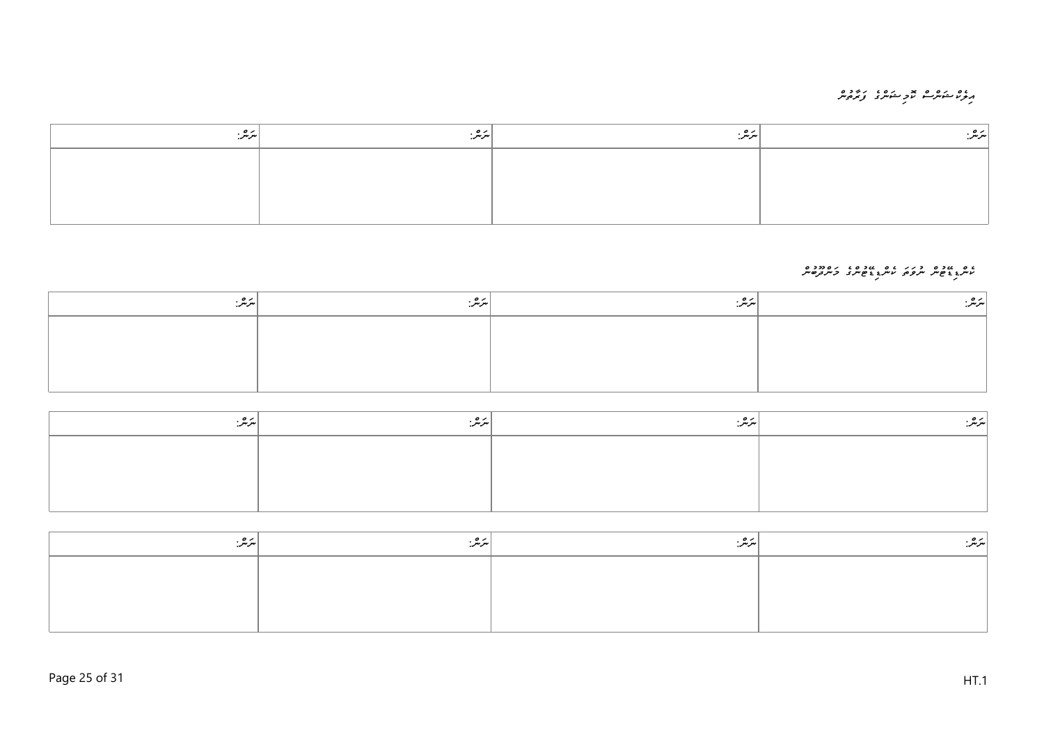# ދިވެހިބަސް ކޮމިޝަނުގެ ފަހަރެސް

| ނަން: | ނަން: | ނަން: | ނަން: |
|---|---|---|---|
| | | | |

# ކުންފުނީގެ ނަމާއި ކުންފުނީގެ މެންބަރުން

| ނަން: | ނަން: | ނަން: | ނަން: |
|---|---|---|---|
| | | | |

| ނަން: | ނަން: | ނަން: | ނަން: |
|---|---|---|---|
| | | | |

| ނަން: | ނަން: | ނަން: | ނަން: |
|---|---|---|---|
| | | | |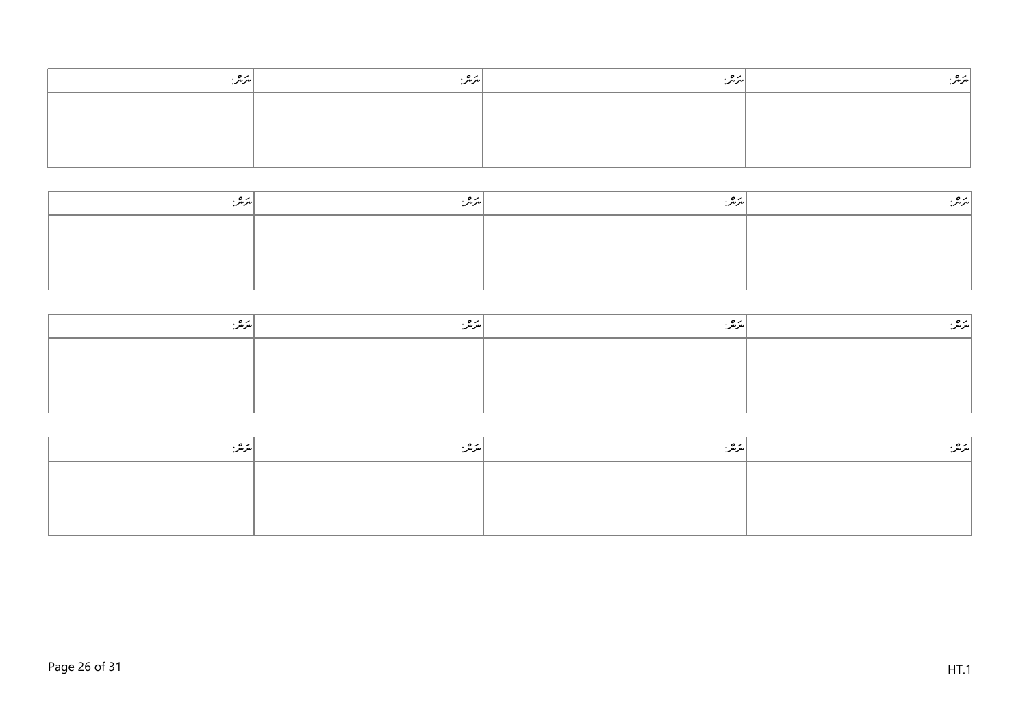| ނަރުދ: | ނަރުދ: | ނަރުދ: | ނަރުދ: |
| --- | --- | --- | --- |
| | | | |

| ނަރުދ: | ނަރުދ: | ނަރުދ: | ނަރުދ: |
| --- | --- | --- | --- |
| | | | |

| ނަރުދ: | ނަރުދ: | ނަރުދ: | ނަރުދ: |
| --- | --- | --- | --- |
| | | | |

| ނަރުދ: | ނަރުދ: | ނަރުދ: | ނަރުދ: |
| --- | --- | --- | --- |
| | | | |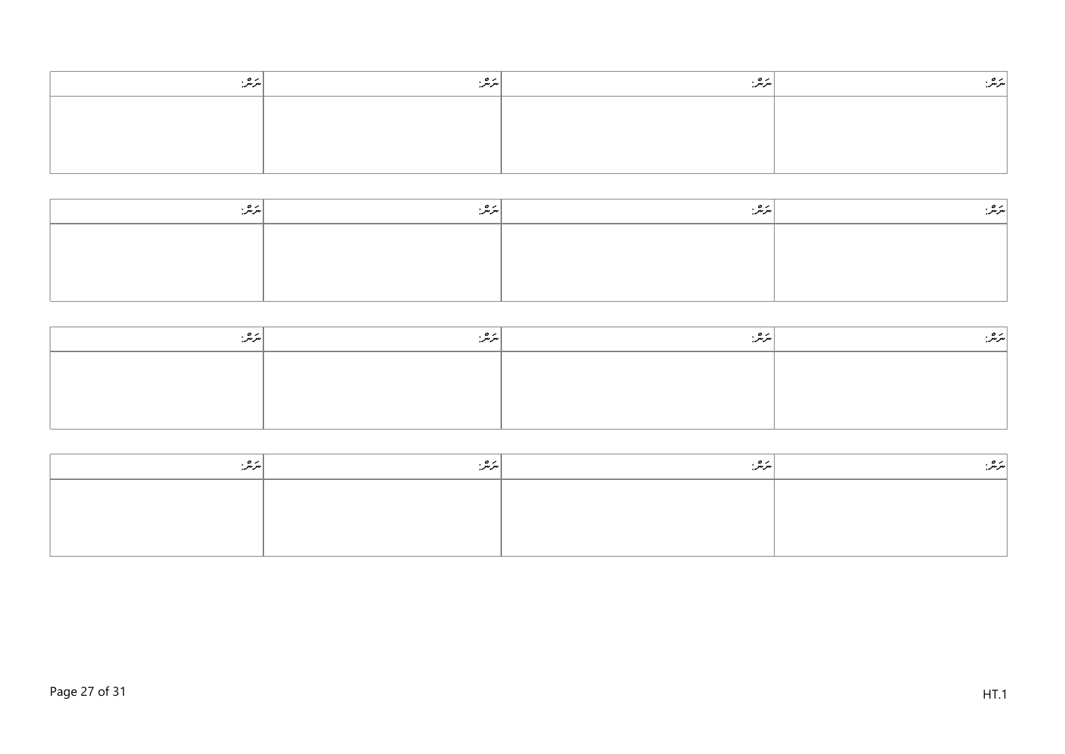| ނަރުދ: | ނަރުދ: | ނަރުދ: | ނަރުދ: |
| --- | --- | --- | --- |
| | | | |

| ނަރުދ: | ނަރުދ: | ނަރުދ: | ނަރުދ: |
| --- | --- | --- | --- |
| | | | |

| ނަރުދ: | ނަރުދ: | ނަރުދ: | ނަރުދ: |
| --- | --- | --- | --- |
| | | | |

| ނަރުދ: | ނަރުދ: | ނަރުދ: | ނަރުދ: |
| --- | --- | --- | --- |
| | | | |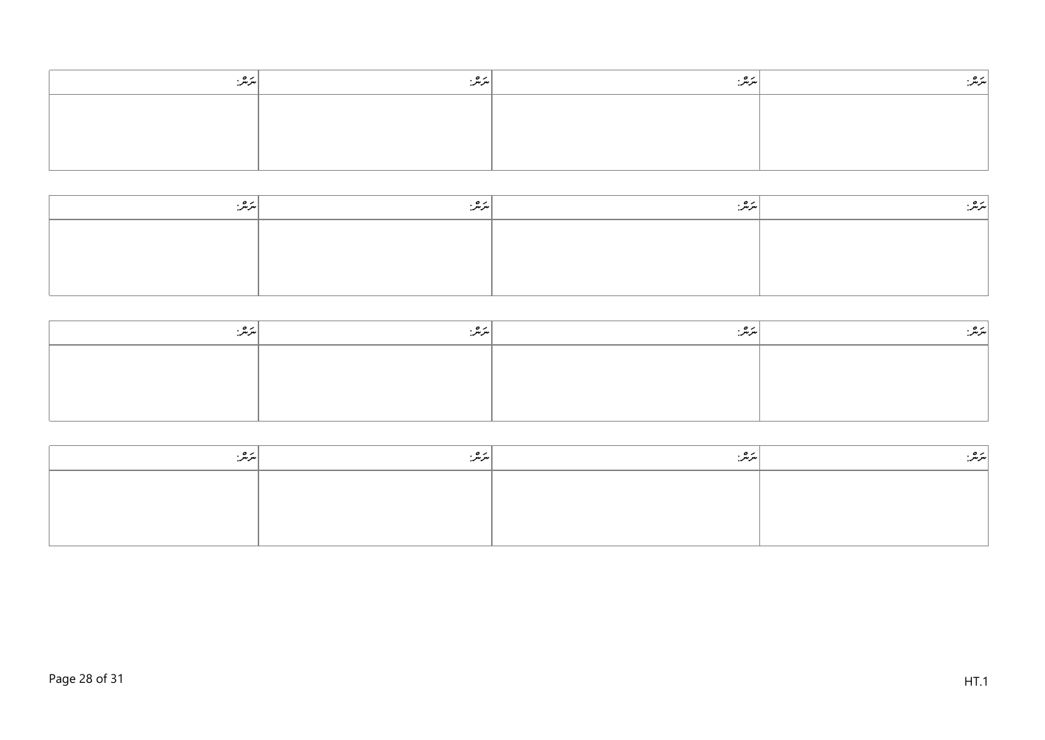| ޡދޮ: | ޡދޮ: | ޡދޮ: | ޡދޮ: |
| --- | --- | --- | --- |
| | | | |

| ޡދޮ: | ޡދޮ: | ޡދޮ: | ޡދޮ: |
| --- | --- | --- | --- |
| | | | |

| ޡދޮ: | ޡދޮ: | ޡދޮ: | ޡދޮ: |
| --- | --- | --- | --- |
| | | | |

| ޡދޮ: | ޡދޮ: | ޡދޮ: | ޡދޮ: |
| --- | --- | --- | --- |
| | | | |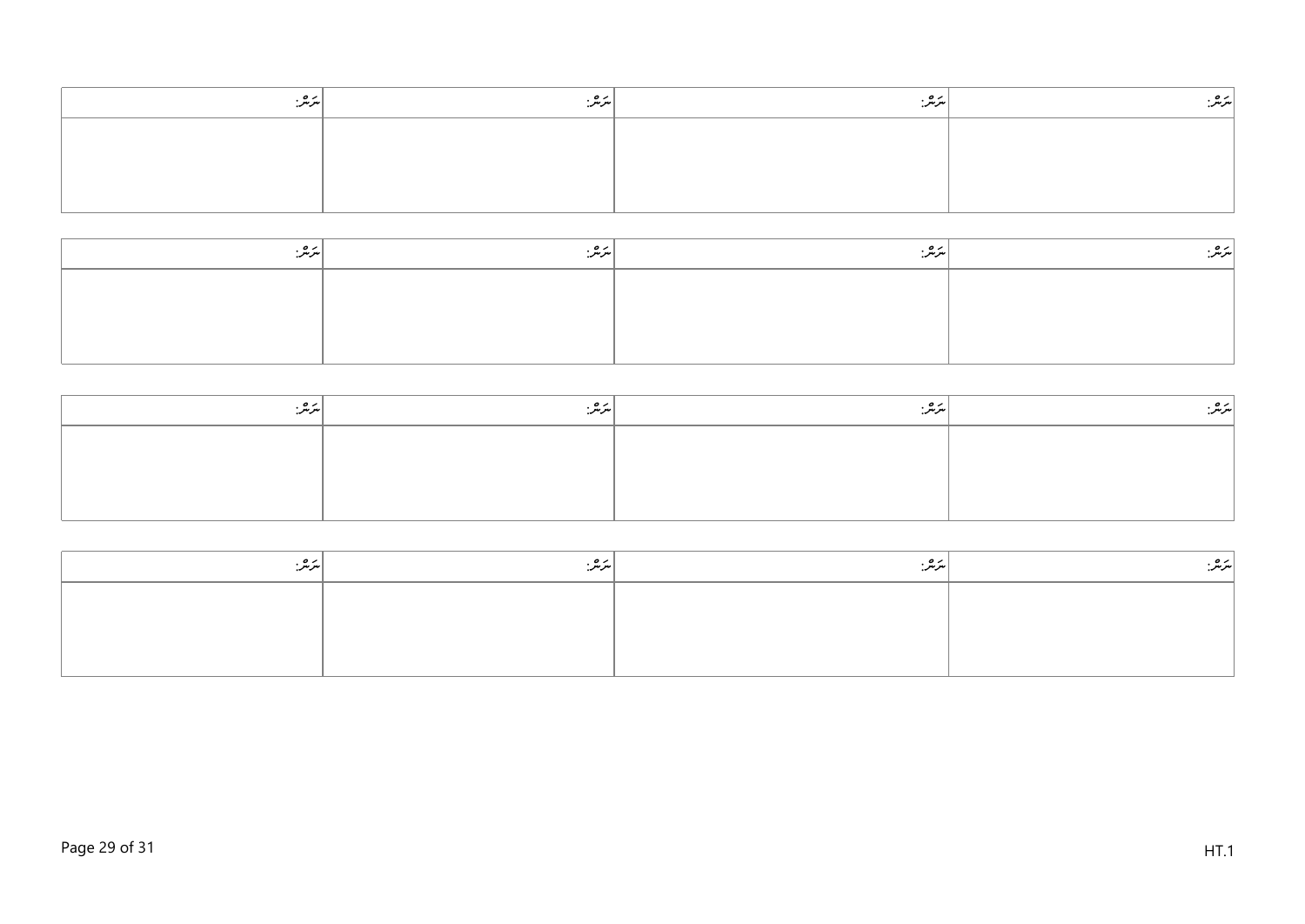| ނަރަށް: | ނަރަށް: | ނަރަށް: | ނަރަށް: |
| --- | --- | --- | --- |
| | | | |

| ނަރަށް: | ނަރަށް: | ނަރަށް: | ނަރަށް: |
| --- | --- | --- | --- |
| | | | |

| ނަރަށް: | ނަރަށް: | ނަރަށް: | ނަރަށް: |
| --- | --- | --- | --- |
| | | | |

| ނަރަށް: | ނަރަށް: | ނަރަށް: | ނަރަށް: |
| --- | --- | --- | --- |
| | | | |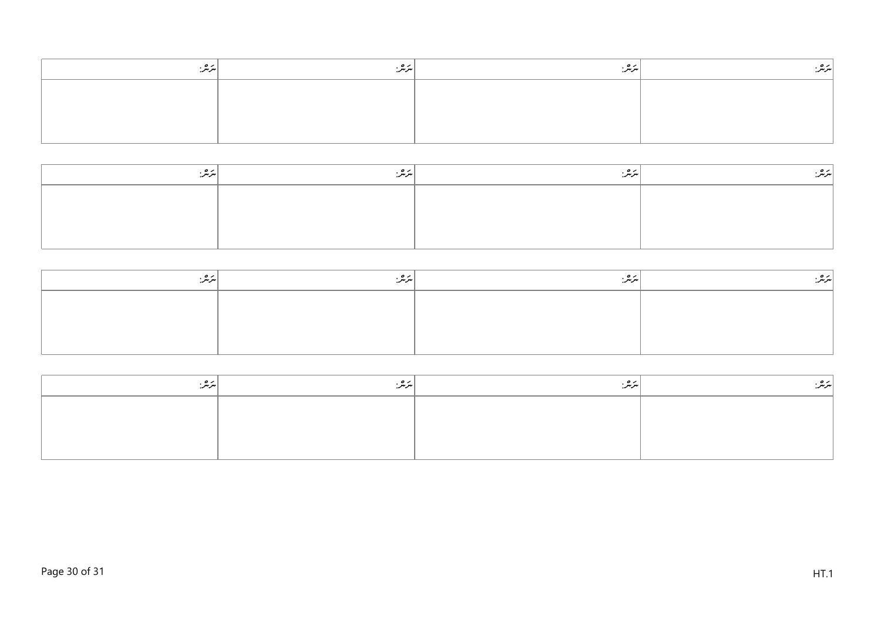| ﻿ނަރަ: | ﻿ނަރަ: | ﻿ނަރަ: | ﻿ނަރަ: |
| --- | --- | --- | --- |
| | | | |

| ﻿ނަރަ: | ﻿ނަރަ: | ﻿ނަރަ: | ﻿ނަރަ: |
| --- | --- | --- | --- |
| | | | |

| ﻿ނަރަ: | ﻿ނަރަ: | ﻿ނަރަ: | ﻿ނަރަ: |
| --- | --- | --- | --- |
| | | | |

| ﻿ނަރަ: | ﻿ނަރަ: | ﻿ނަރަ: | ﻿ނަރަ: |
| --- | --- | --- | --- |
| | | | |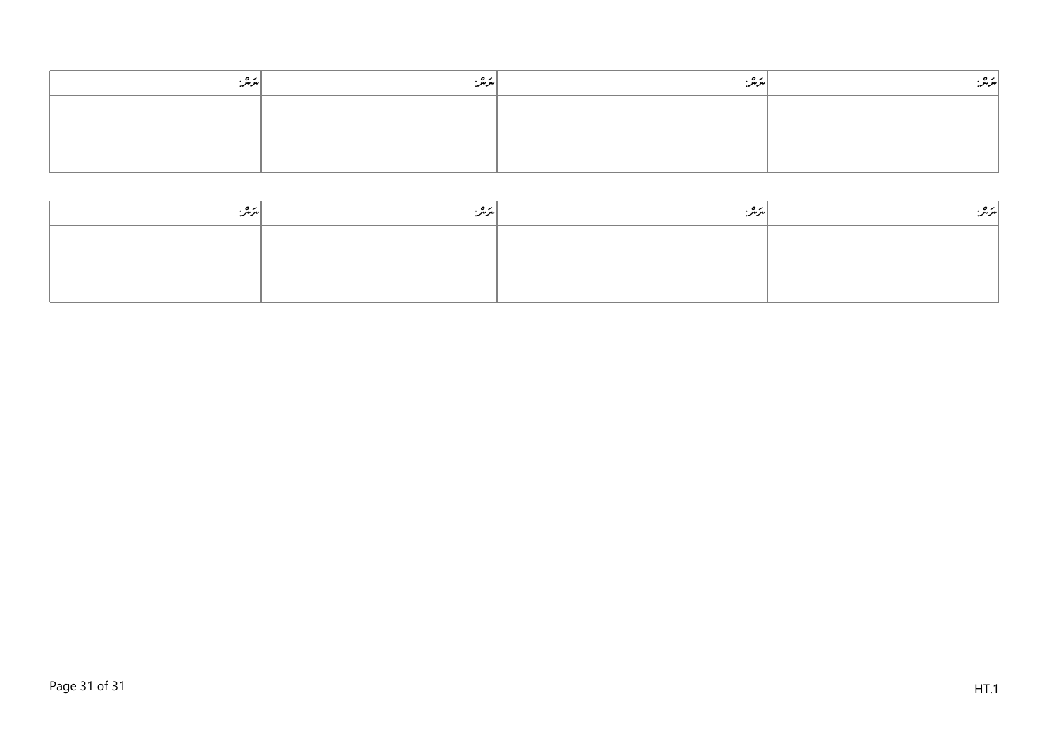| ނަންބަރު: | ނަންބަރު: | ނަންބަރު: | ނަންބަރު: |
|---|---|---|---|
| | | | |

| ނަންބަރު: | ނަންބަރު: | ނަންބަރު: | ނަންބަރު: |
|---|---|---|---|
| | | | |